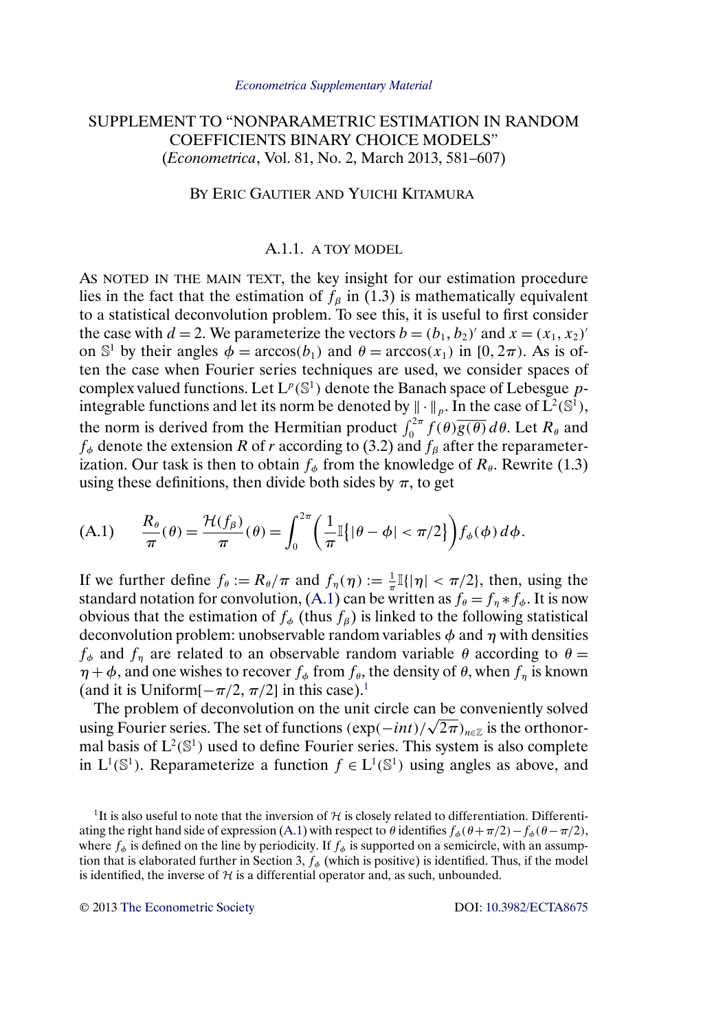*Econometrica Supplementary Material*

# SUPPLEMENT TO "NONPARAMETRIC ESTIMATION IN RANDOM COEFFICIENTS BINARY CHOICE MODELS"
(*Econometrica*, Vol. 81, No. 2, March 2013, 581–607)

BY ERIC GAUTIER AND YUICHI KITAMURA

## A.1.1. A TOY MODEL

AS NOTED IN THE MAIN TEXT, the key insight for our estimation procedure lies in the fact that the estimation of $f_\beta$ in (1.3) is mathematically equivalent to a statistical deconvolution problem. To see this, it is useful to first consider the case with $d = 2$. We parameterize the vectors $b = (b_1, b_2)'$ and $x = (x_1, x_2)'$ on $\mathbb{S}^1$ by their angles $\phi = \arccos(b_1)$ and $\theta = \arccos(x_1)$ in $[0, 2\pi)$. As is often the case when Fourier series techniques are used, we consider spaces of complex valued functions. Let $\mathrm{L}^p(\mathbb{S}^1)$ denote the Banach space of Lebesgue $p$-integrable functions and let its norm be denoted by $\|\cdot\|_p$. In the case of $\mathrm{L}^2(\mathbb{S}^1)$, the norm is derived from the Hermitian product $\int_0^{2\pi} f(\theta)\overline{g(\theta)}\,d\theta$. Let $R_\theta$ and $f_\phi$ denote the extension $R$ of $r$ according to (3.2) and $f_\beta$ after the reparameterization. Our task is then to obtain $f_\phi$ from the knowledge of $R_\theta$. Rewrite (1.3) using these definitions, then divide both sides by $\pi$, to get

$$\text{(A.1)} \qquad \frac{R_\theta}{\pi}(\theta) = \frac{\mathcal{H}(f_\beta)}{\pi}(\theta) = \int_0^{2\pi} \left( \frac{1}{\pi} \mathbb{I}\{|\theta - \phi| < \pi/2\} \right) f_\phi(\phi)\,d\phi.$$

If we further define $f_\theta := R_\theta/\pi$ and $f_\eta(\eta) := \frac{1}{\pi}\mathbb{I}\{|\eta| < \pi/2\}$, then, using the standard notation for convolution, (A.1) can be written as $f_\theta = f_\eta * f_\phi$. It is now obvious that the estimation of $f_\phi$ (thus $f_\beta$) is linked to the following statistical deconvolution problem: unobservable random variables $\phi$ and $\eta$ with densities $f_\phi$ and $f_\eta$ are related to an observable random variable $\theta$ according to $\theta = \eta + \phi$, and one wishes to recover $f_\phi$ from $f_\theta$, the density of $\theta$, when $f_\eta$ is known (and it is Uniform$[-\pi/2, \pi/2]$ in this case).[1]

The problem of deconvolution on the unit circle can be conveniently solved using Fourier series. The set of functions $(\exp(-int)/\sqrt{2\pi})_{n\in\mathbb{Z}}$ is the orthonormal basis of $\mathrm{L}^2(\mathbb{S}^1)$ used to define Fourier series. This system is also complete in $\mathrm{L}^1(\mathbb{S}^1)$. Reparameterize a function $f \in \mathrm{L}^1(\mathbb{S}^1)$ using angles as above, and

[1] It is also useful to note that the inversion of $\mathcal{H}$ is closely related to differentiation. Differentiating the right hand side of expression (A.1) with respect to $\theta$ identifies $f_\phi(\theta+\pi/2) - f_\phi(\theta-\pi/2)$, where $f_\phi$ is defined on the line by periodicity. If $f_\phi$ is supported on a semicircle, with an assumption that is elaborated further in Section 3, $f_\phi$ (which is positive) is identified. Thus, if the model is identified, the inverse of $\mathcal{H}$ is a differential operator and, as such, unbounded.

© 2013 The Econometric Society DOI: 10.3982/ECTA8675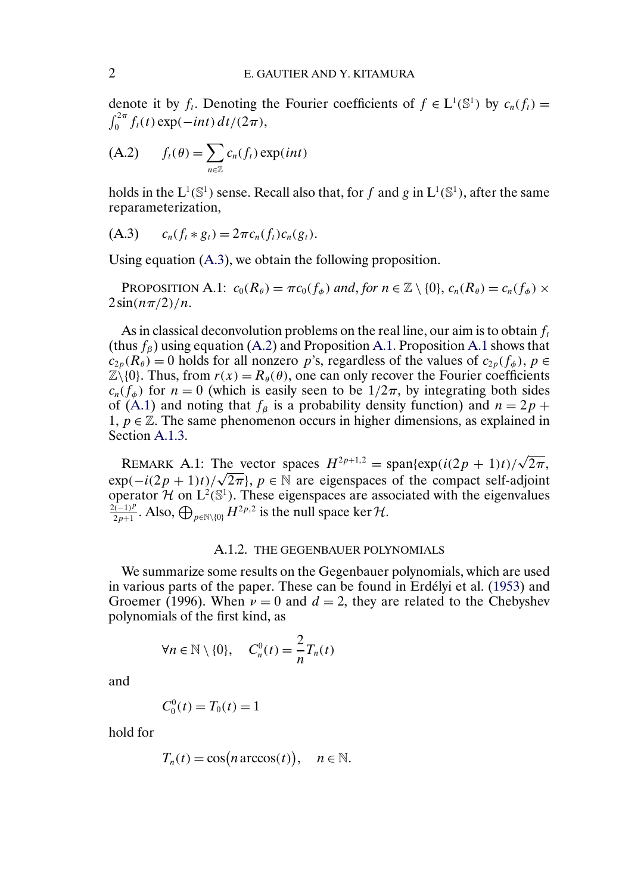denote it by $f_t$. Denoting the Fourier coefficients of $f \in \mathrm{L}^1(\mathbb{S}^1)$ by $c_n(f_t) = \int_0^{2\pi} f_t(t)\exp(-int)\,dt/(2\pi)$,

$$f_t(\theta) = \sum_{n\in\mathbb{Z}} c_n(f_t)\exp(int) \tag{A.2}$$

holds in the $\mathrm{L}^1(\mathbb{S}^1)$ sense. Recall also that, for $f$ and $g$ in $\mathrm{L}^1(\mathbb{S}^1)$, after the same reparameterization,

$$c_n(f_t * g_t) = 2\pi c_n(f_t)c_n(g_t). \tag{A.3}$$

Using equation (A.3), we obtain the following proposition.

PROPOSITION A.1: *$c_0(R_\theta) = \pi c_0(f_\phi)$ and, for $n \in \mathbb{Z}\setminus\{0\}$, $c_n(R_\theta) = c_n(f_\phi) \times 2\sin(n\pi/2)/n$.*

As in classical deconvolution problems on the real line, our aim is to obtain $f_t$ (thus $f_\beta$) using equation (A.2) and Proposition A.1. Proposition A.1 shows that $c_{2p}(R_\theta) = 0$ holds for all nonzero $p$'s, regardless of the values of $c_{2p}(f_\phi)$, $p \in \mathbb{Z}\backslash\{0\}$. Thus, from $r(x) = R_\theta(\theta)$, one can only recover the Fourier coefficients $c_n(f_\phi)$ for $n = 0$ (which is easily seen to be $1/2\pi$, by integrating both sides of (A.1) and noting that $f_\beta$ is a probability density function) and $n = 2p + 1$, $p \in \mathbb{Z}$. The same phenomenon occurs in higher dimensions, as explained in Section A.1.3.

REMARK A.1: The vector spaces $H^{2p+1,2} = \mathrm{span}\{\exp(i(2p+1)t)/\sqrt{2\pi}, \exp(-i(2p+1)t)/\sqrt{2\pi}\}$, $p \in \mathbb{N}$ are eigenspaces of the compact self-adjoint operator $\mathcal{H}$ on $\mathrm{L}^2(\mathbb{S}^1)$. These eigenspaces are associated with the eigenvalues $\frac{2(-1)^p}{2p+1}$. Also, $\bigoplus_{p\in\mathbb{N}\setminus\{0\}} H^{2p,2}$ is the null space $\ker\mathcal{H}$.

### A.1.2. THE GEGENBAUER POLYNOMIALS

We summarize some results on the Gegenbauer polynomials, which are used in various parts of the paper. These can be found in Erdélyi et al. (1953) and Groemer (1996). When $\nu = 0$ and $d = 2$, they are related to the Chebyshev polynomials of the first kind, as

$$\forall n \in \mathbb{N}\setminus\{0\}, \quad C_n^0(t) = \frac{2}{n}T_n(t)$$

and

$$C_0^0(t) = T_0(t) = 1$$

hold for

$$T_n(t) = \cos\bigl(n\arccos(t)\bigr), \quad n \in \mathbb{N}.$$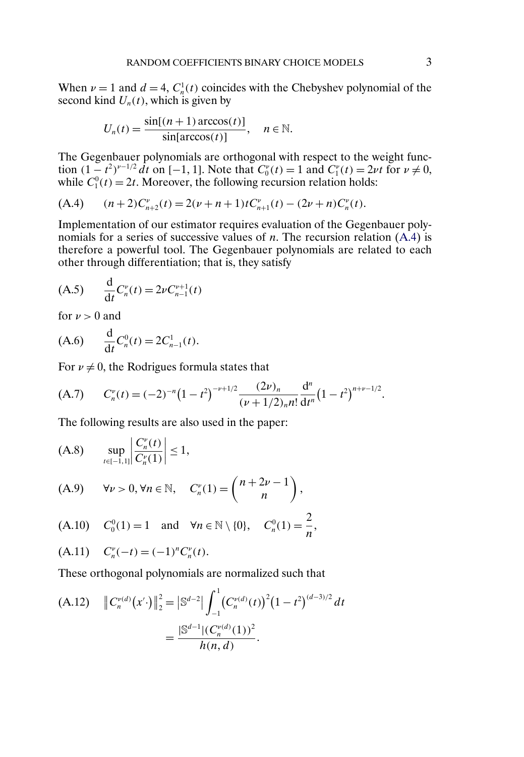When $\nu = 1$ and $d = 4$, $C_n^1(t)$ coincides with the Chebyshev polynomial of the second kind $U_n(t)$, which is given by

$$U_n(t) = \frac{\sin[(n+1)\arccos(t)]}{\sin[\arccos(t)]}, \quad n \in \mathbb{N}.$$

The Gegenbauer polynomials are orthogonal with respect to the weight function $(1-t^2)^{\nu-1/2}\,dt$ on $[-1, 1]$. Note that $C_0^\nu(t) = 1$ and $C_1^\nu(t) = 2\nu t$ for $\nu \neq 0$, while $C_1^0(t) = 2t$. Moreover, the following recursion relation holds:

$$\text{(A.4)} \qquad (n+2)C_{n+2}^\nu(t) = 2(\nu + n + 1)tC_{n+1}^\nu(t) - (2\nu + n)C_n^\nu(t).$$

Implementation of our estimator requires evaluation of the Gegenbauer polynomials for a series of successive values of $n$. The recursion relation (A.4) is therefore a powerful tool. The Gegenbauer polynomials are related to each other through differentiation; that is, they satisfy

$$\text{(A.5)} \qquad \frac{\mathrm{d}}{\mathrm{d}t}C_n^\nu(t) = 2\nu C_{n-1}^{\nu+1}(t)$$

for $\nu > 0$ and

$$\text{(A.6)} \qquad \frac{\mathrm{d}}{\mathrm{d}t}C_n^0(t) = 2C_{n-1}^1(t).$$

For $\nu \neq 0$, the Rodrigues formula states that

$$\text{(A.7)} \qquad C_n^\nu(t) = (-2)^{-n}\left(1-t^2\right)^{-\nu+1/2}\frac{(2\nu)_n}{(\nu+1/2)_n n!}\frac{\mathrm{d}^n}{\mathrm{d}t^n}\left(1-t^2\right)^{n+\nu-1/2}.$$

The following results are also used in the paper:

$$\text{(A.8)} \qquad \sup_{t\in[-1,1]}\left|\frac{C_n^\nu(t)}{C_n^\nu(1)}\right| \leq 1,$$

$$\text{(A.9)} \qquad \forall \nu > 0, \forall n \in \mathbb{N}, \quad C_n^\nu(1) = \binom{n+2\nu-1}{n},$$

$$\text{(A.10)} \qquad C_0^0(1) = 1 \quad \text{and} \quad \forall n \in \mathbb{N}\setminus\{0\}, \quad C_n^0(1) = \frac{2}{n},$$

$$\text{(A.11)} \qquad C_n^\nu(-t) = (-1)^n C_n^\nu(t).$$

These orthogonal polynomials are normalized such that

$$\text{(A.12)} \qquad \left\|C_n^{\nu(d)}\left(x'\cdot\right)\right\|_2^2 = \left|\mathbb{S}^{d-2}\right|\int_{-1}^1\left(C_n^{\nu(d)}(t)\right)^2\left(1-t^2\right)^{(d-3)/2}dt$$
$$= \frac{|\mathbb{S}^{d-1}|(C_n^{\nu(d)}(1))^2}{h(n,d)}.$$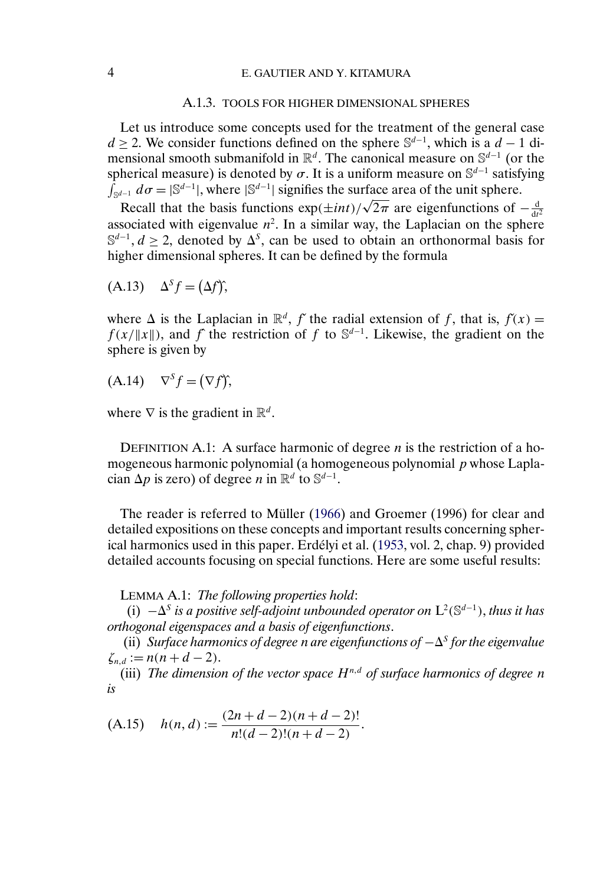### A.1.3. TOOLS FOR HIGHER DIMENSIONAL SPHERES

Let us introduce some concepts used for the treatment of the general case $d \geq 2$. We consider functions defined on the sphere $\mathbb{S}^{d-1}$, which is a $d-1$ dimensional smooth submanifold in $\mathbb{R}^d$. The canonical measure on $\mathbb{S}^{d-1}$ (or the spherical measure) is denoted by $\sigma$. It is a uniform measure on $\mathbb{S}^{d-1}$ satisfying $\int_{\mathbb{S}^{d-1}} d\sigma = |\mathbb{S}^{d-1}|$, where $|\mathbb{S}^{d-1}|$ signifies the surface area of the unit sphere.

Recall that the basis functions $\exp(\pm int)/\sqrt{2\pi}$ are eigenfunctions of $-\frac{\mathrm{d}}{\mathrm{d}t^2}$ associated with eigenvalue $n^2$. In a similar way, the Laplacian on the sphere $\mathbb{S}^{d-1}, d \geq 2$, denoted by $\Delta^S$, can be used to obtain an orthonormal basis for higher dimensional spheres. It can be defined by the formula

$$\Delta^S f = \big(\Delta \check{f}\big)\hat{}, \tag{A.13}$$

where $\Delta$ is the Laplacian in $\mathbb{R}^d$, $\check{f}$ the radial extension of $f$, that is, $\check{f}(x) = f(x/\|x\|)$, and $\hat{f}$ the restriction of $f$ to $\mathbb{S}^{d-1}$. Likewise, the gradient on the sphere is given by

$$\nabla^S f = \big(\nabla \check{f}\big)\hat{}, \tag{A.14}$$

where $\nabla$ is the gradient in $\mathbb{R}^d$.

DEFINITION A.1: A surface harmonic of degree $n$ is the restriction of a homogeneous harmonic polynomial (a homogeneous polynomial $p$ whose Laplacian $\Delta p$ is zero) of degree $n$ in $\mathbb{R}^d$ to $\mathbb{S}^{d-1}$.

The reader is referred to Müller (1966) and Groemer (1996) for clear and detailed expositions on these concepts and important results concerning spherical harmonics used in this paper. Erdélyi et al. (1953, vol. 2, chap. 9) provided detailed accounts focusing on special functions. Here are some useful results:

LEMMA A.1: *The following properties hold*:

(i) $-\Delta^S$ *is a positive self-adjoint unbounded operator on* $\mathrm{L}^2(\mathbb{S}^{d-1})$, *thus it has orthogonal eigenspaces and a basis of eigenfunctions*.

(ii) *Surface harmonics of degree n are eigenfunctions of* $-\Delta^S$ *for the eigenvalue* $\zeta_{n,d} := n(n+d-2)$.

(iii) *The dimension of the vector space* $H^{n,d}$ *of surface harmonics of degree n is*

$$h(n,d) := \frac{(2n+d-2)(n+d-2)!}{n!(d-2)!(n+d-2)}. \tag{A.15}$$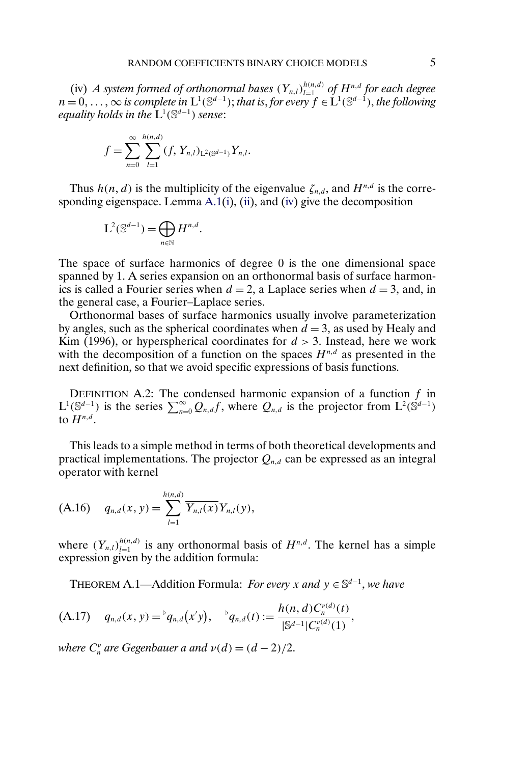(iv) *A system formed of orthonormal bases* $(Y_{n,l})_{l=1}^{h(n,d)}$ *of* $H^{n,d}$ *for each degree* $n = 0, \dots, \infty$ *is complete in* $\mathrm{L}^1(\mathbb{S}^{d-1})$; *that is, for every* $f \in \mathrm{L}^1(\mathbb{S}^{d-1})$, *the following equality holds in the* $\mathrm{L}^1(\mathbb{S}^{d-1})$ *sense*:

$$f = \sum_{n=0}^{\infty} \sum_{l=1}^{h(n,d)} (f, Y_{n,l})_{\mathrm{L}^2(\mathbb{S}^{d-1})} Y_{n,l}.$$

Thus $h(n, d)$ is the multiplicity of the eigenvalue $\zeta_{n,d}$, and $H^{n,d}$ is the corresponding eigenspace. Lemma A.1(i), (ii), and (iv) give the decomposition

$$\mathrm{L}^2(\mathbb{S}^{d-1}) = \bigoplus_{n \in \mathbb{N}} H^{n,d}.$$

The space of surface harmonics of degree 0 is the one dimensional space spanned by 1. A series expansion on an orthonormal basis of surface harmonics is called a Fourier series when $d = 2$, a Laplace series when $d = 3$, and, in the general case, a Fourier–Laplace series.

Orthonormal bases of surface harmonics usually involve parameterization by angles, such as the spherical coordinates when $d = 3$, as used by Healy and Kim (1996), or hyperspherical coordinates for $d > 3$. Instead, here we work with the decomposition of a function on the spaces $H^{n,d}$ as presented in the next definition, so that we avoid specific expressions of basis functions.

DEFINITION A.2: The condensed harmonic expansion of a function $f$ in $\mathrm{L}^1(\mathbb{S}^{d-1})$ is the series $\sum_{n=0}^{\infty} Q_{n,d} f$, where $Q_{n,d}$ is the projector from $\mathrm{L}^2(\mathbb{S}^{d-1})$ to $H^{n,d}$.

This leads to a simple method in terms of both theoretical developments and practical implementations. The projector $Q_{n,d}$ can be expressed as an integral operator with kernel

$$q_{n,d}(x, y) = \sum_{l=1}^{h(n,d)} \overline{Y_{n,l}(x)} Y_{n,l}(y), \tag{A.16}$$

where $(Y_{n,l})_{l=1}^{h(n,d)}$ is any orthonormal basis of $H^{n,d}$. The kernel has a simple expression given by the addition formula:

THEOREM A.1—Addition Formula: *For every* $x$ *and* $y \in \mathbb{S}^{d-1}$, *we have*

$$q_{n,d}(x, y) = {}^{\flat}q_{n,d}(x'y), \quad {}^{\flat}q_{n,d}(t) := \frac{h(n, d) C_n^{\nu(d)}(t)}{|\mathbb{S}^{d-1}| C_n^{\nu(d)}(1)}, \tag{A.17}$$

*where* $C_n^{\nu}$ *are Gegenbauer a and* $\nu(d) = (d-2)/2$.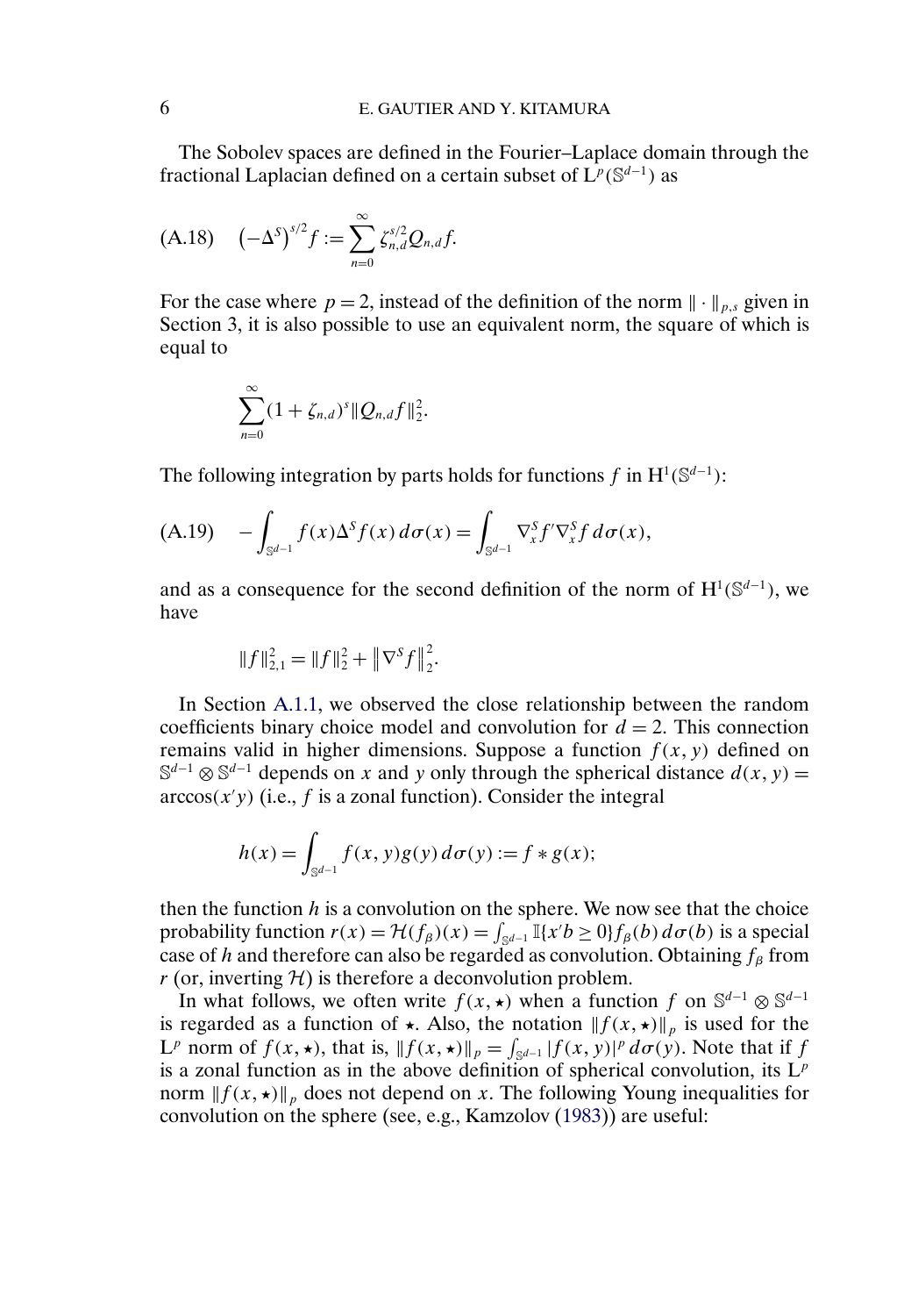The Sobolev spaces are defined in the Fourier–Laplace domain through the fractional Laplacian defined on a certain subset of $\mathrm{L}^p(\mathbb{S}^{d-1})$ as

$$(-\Delta^S)^{s/2} f := \sum_{n=0}^{\infty} \zeta_{n,d}^{s/2} Q_{n,d} f. \tag{A.18}$$

For the case where $p = 2$, instead of the definition of the norm $\|\cdot\|_{p,s}$ given in Section 3, it is also possible to use an equivalent norm, the square of which is equal to

$$\sum_{n=0}^{\infty} (1 + \zeta_{n,d})^s \|Q_{n,d} f\|_2^2.$$

The following integration by parts holds for functions $f$ in $\mathrm{H}^1(\mathbb{S}^{d-1})$:

$$-\int_{\mathbb{S}^{d-1}} f(x) \Delta^S f(x)\, d\sigma(x) = \int_{\mathbb{S}^{d-1}} \nabla_x^S f' \nabla_x^S f\, d\sigma(x), \tag{A.19}$$

and as a consequence for the second definition of the norm of $\mathrm{H}^1(\mathbb{S}^{d-1})$, we have

$$\|f\|_{2,1}^2 = \|f\|_2^2 + \left\|\nabla^S f\right\|_2^2.$$

In Section A.1.1, we observed the close relationship between the random coefficients binary choice model and convolution for $d = 2$. This connection remains valid in higher dimensions. Suppose a function $f(x, y)$ defined on $\mathbb{S}^{d-1} \otimes \mathbb{S}^{d-1}$ depends on $x$ and $y$ only through the spherical distance $d(x, y) = \arccos(x'y)$ (i.e., $f$ is a zonal function). Consider the integral

$$h(x) = \int_{\mathbb{S}^{d-1}} f(x, y) g(y)\, d\sigma(y) := f * g(x);$$

then the function $h$ is a convolution on the sphere. We now see that the choice probability function $r(x) = \mathcal{H}(f_\beta)(x) = \int_{\mathbb{S}^{d-1}} \mathbb{I}\{x'b \geq 0\} f_\beta(b)\, d\sigma(b)$ is a special case of $h$ and therefore can also be regarded as convolution. Obtaining $f_\beta$ from $r$ (or, inverting $\mathcal{H}$) is therefore a deconvolution problem.

In what follows, we often write $f(x, \star)$ when a function $f$ on $\mathbb{S}^{d-1} \otimes \mathbb{S}^{d-1}$ is regarded as a function of $\star$. Also, the notation $\|f(x, \star)\|_p$ is used for the $\mathrm{L}^p$ norm of $f(x, \star)$, that is, $\|f(x, \star)\|_p = \int_{\mathbb{S}^{d-1}} |f(x, y)|^p\, d\sigma(y)$. Note that if $f$ is a zonal function as in the above definition of spherical convolution, its $\mathrm{L}^p$ norm $\|f(x, \star)\|_p$ does not depend on $x$. The following Young inequalities for convolution on the sphere (see, e.g., Kamzolov (1983)) are useful: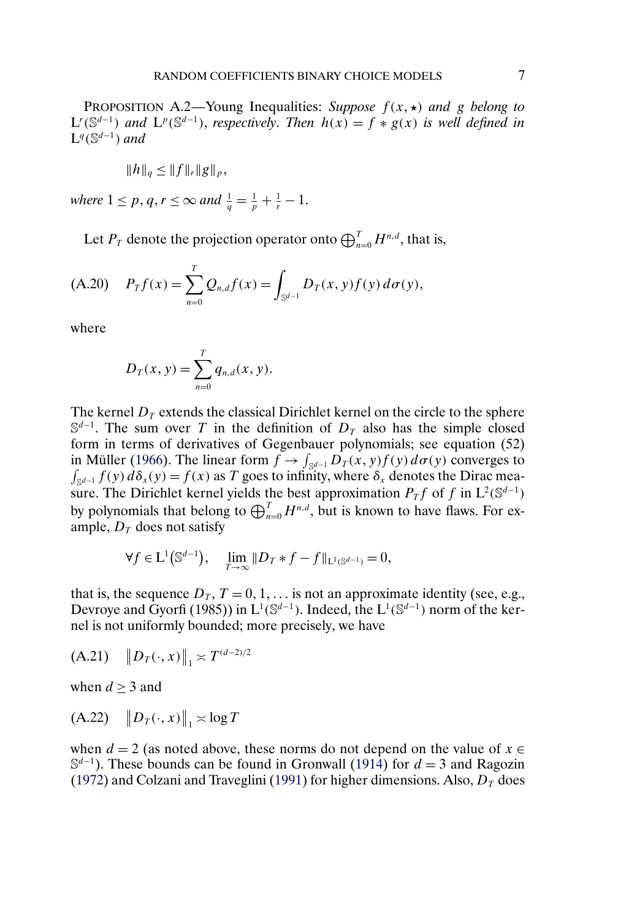PROPOSITION A.2—Young Inequalities: *Suppose* $f(x, \star)$ *and* $g$ *belong to* $\mathrm{L}^r(\mathbb{S}^{d-1})$ *and* $\mathrm{L}^p(\mathbb{S}^{d-1})$, *respectively*. *Then* $h(x) = f * g(x)$ *is well defined in* $\mathrm{L}^q(\mathbb{S}^{d-1})$ *and*

$$\|h\|_q \leq \|f\|_r \|g\|_p,$$

*where* $1 \leq p, q, r \leq \infty$ *and* $\frac{1}{q} = \frac{1}{p} + \frac{1}{r} - 1$.

Let $P_T$ denote the projection operator onto $\bigoplus_{n=0}^{T} H^{n,d}$, that is,

$$P_T f(x) = \sum_{n=0}^{T} Q_{n,d} f(x) = \int_{\mathbb{S}^{d-1}} D_T(x, y) f(y)\, d\sigma(y), \tag{A.20}$$

where

$$D_T(x, y) = \sum_{n=0}^{T} q_{n,d}(x, y).$$

The kernel $D_T$ extends the classical Dirichlet kernel on the circle to the sphere $\mathbb{S}^{d-1}$. The sum over $T$ in the definition of $D_T$ also has the simple closed form in terms of derivatives of Gegenbauer polynomials; see equation (52) in Müller (1966). The linear form $f \to \int_{\mathbb{S}^{d-1}} D_T(x, y) f(y)\, d\sigma(y)$ converges to $\int_{\mathbb{S}^{d-1}} f(y)\, d\delta_x(y) = f(x)$ as $T$ goes to infinity, where $\delta_x$ denotes the Dirac measure. The Dirichlet kernel yields the best approximation $P_T f$ of $f$ in $\mathrm{L}^2(\mathbb{S}^{d-1})$ by polynomials that belong to $\bigoplus_{n=0}^{T} H^{n,d}$, but is known to have flaws. For example, $D_T$ does not satisfy

$$\forall f \in \mathrm{L}^1(\mathbb{S}^{d-1}), \quad \lim_{T \to \infty} \|D_T * f - f\|_{\mathrm{L}^1(\mathbb{S}^{d-1})} = 0,$$

that is, the sequence $D_T$, $T = 0, 1, \ldots$ is not an approximate identity (see, e.g., Devroye and Gyorfi (1985)) in $\mathrm{L}^1(\mathbb{S}^{d-1})$. Indeed, the $\mathrm{L}^1(\mathbb{S}^{d-1})$ norm of the kernel is not uniformly bounded; more precisely, we have

$$\left\| D_T(\cdot, x) \right\|_1 \asymp T^{(d-2)/2} \tag{A.21}$$

when $d \geq 3$ and

$$\left\| D_T(\cdot, x) \right\|_1 \asymp \log T \tag{A.22}$$

when $d = 2$ (as noted above, these norms do not depend on the value of $x \in \mathbb{S}^{d-1}$). These bounds can be found in Gronwall (1914) for $d = 3$ and Ragozin (1972) and Colzani and Traveglini (1991) for higher dimensions. Also, $D_T$ does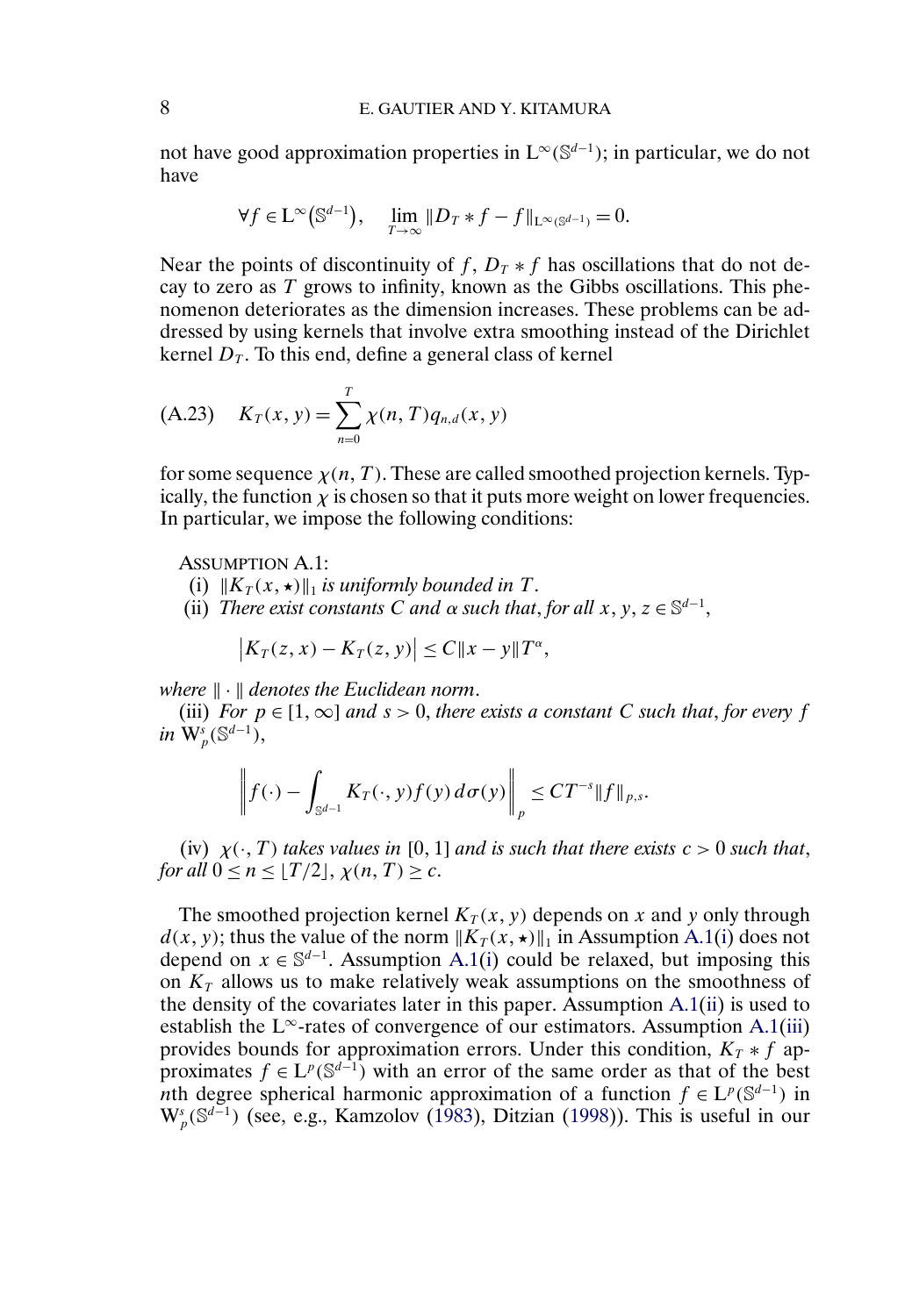not have good approximation properties in $\mathrm{L}^\infty(\mathbb{S}^{d-1})$; in particular, we do not have

$$\forall f \in \mathrm{L}^\infty(\mathbb{S}^{d-1}), \quad \lim_{T\to\infty} \|D_T * f - f\|_{\mathrm{L}^\infty(\mathbb{S}^{d-1})} = 0.$$

Near the points of discontinuity of $f$, $D_T * f$ has oscillations that do not decay to zero as $T$ grows to infinity, known as the Gibbs oscillations. This phenomenon deteriorates as the dimension increases. These problems can be addressed by using kernels that involve extra smoothing instead of the Dirichlet kernel $D_T$. To this end, define a general class of kernel

$$K_T(x, y) = \sum_{n=0}^{T} \chi(n, T) q_{n,d}(x, y) \tag{A.23}$$

for some sequence $\chi(n, T)$. These are called smoothed projection kernels. Typically, the function $\chi$ is chosen so that it puts more weight on lower frequencies. In particular, we impose the following conditions:

ASSUMPTION A.1:

(i) $\|K_T(x, \star)\|_1$ *is uniformly bounded in* $T$.

(ii) *There exist constants* $C$ *and* $\alpha$ *such that, for all* $x, y, z \in \mathbb{S}^{d-1}$,

$$|K_T(z, x) - K_T(z, y)| \le C\|x - y\| T^\alpha,$$

*where* $\|\cdot\|$ *denotes the Euclidean norm*.

(iii) *For* $p \in [1, \infty]$ *and* $s > 0$, *there exists a constant* $C$ *such that, for every* $f$ *in* $\mathrm{W}^s_p(\mathbb{S}^{d-1})$,

$$\left\| f(\cdot) - \int_{\mathbb{S}^{d-1}} K_T(\cdot, y) f(y)\, d\sigma(y) \right\|_p \le C T^{-s} \|f\|_{p,s}.$$

(iv) $\chi(\cdot, T)$ *takes values in* $[0, 1]$ *and is such that there exists* $c > 0$ *such that, for all* $0 \le n \le \lfloor T/2 \rfloor$, $\chi(n, T) \ge c$.

The smoothed projection kernel $K_T(x, y)$ depends on $x$ and $y$ only through $d(x, y)$; thus the value of the norm $\|K_T(x, \star)\|_1$ in Assumption A.1(i) does not depend on $x \in \mathbb{S}^{d-1}$. Assumption A.1(i) could be relaxed, but imposing this on $K_T$ allows us to make relatively weak assumptions on the smoothness of the density of the covariates later in this paper. Assumption A.1(ii) is used to establish the $\mathrm{L}^\infty$-rates of convergence of our estimators. Assumption A.1(iii) provides bounds for approximation errors. Under this condition, $K_T * f$ approximates $f \in \mathrm{L}^p(\mathbb{S}^{d-1})$ with an error of the same order as that of the best $n$th degree spherical harmonic approximation of a function $f \in \mathrm{L}^p(\mathbb{S}^{d-1})$ in $\mathrm{W}^s_p(\mathbb{S}^{d-1})$ (see, e.g., Kamzolov (1983), Ditzian (1998)). This is useful in our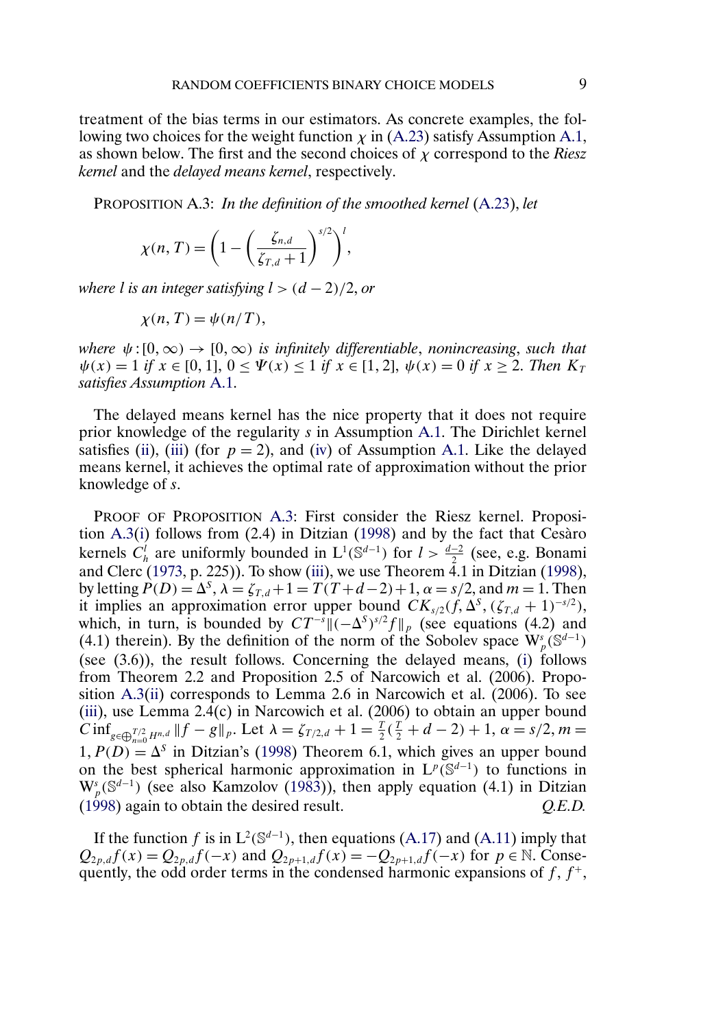treatment of the bias terms in our estimators. As concrete examples, the following two choices for the weight function $\chi$ in (A.23) satisfy Assumption A.1, as shown below. The first and the second choices of $\chi$ correspond to the *Riesz kernel* and the *delayed means kernel*, respectively.

PROPOSITION A.3: *In the definition of the smoothed kernel* (A.23), *let*

$$\chi(n, T) = \left(1 - \left(\frac{\zeta_{n,d}}{\zeta_{T,d} + 1}\right)^{s/2}\right)^{l},$$

*where $l$ is an integer satisfying $l > (d-2)/2$, or*

$$\chi(n, T) = \psi(n/T),$$

*where $\psi : [0, \infty) \to [0, \infty)$ is infinitely differentiable, nonincreasing, such that $\psi(x) = 1$ if $x \in [0, 1]$, $0 \le \Psi(x) \le 1$ if $x \in [1, 2]$, $\psi(x) = 0$ if $x \ge 2$. Then $K_T$ satisfies Assumption* A.1.

The delayed means kernel has the nice property that it does not require prior knowledge of the regularity $s$ in Assumption A.1. The Dirichlet kernel satisfies (ii), (iii) (for $p = 2$), and (iv) of Assumption A.1. Like the delayed means kernel, it achieves the optimal rate of approximation without the prior knowledge of $s$.

PROOF OF PROPOSITION A.3: First consider the Riesz kernel. Proposition A.3(i) follows from (2.4) in Ditzian (1998) and by the fact that Cesàro kernels $C_h^l$ are uniformly bounded in $L^1(\mathbb{S}^{d-1})$ for $l > \frac{d-2}{2}$ (see, e.g. Bonami and Clerc (1973, p. 225)). To show (iii), we use Theorem 4.1 in Ditzian (1998), by letting $P(D) = \Delta^S$, $\lambda = \zeta_{T,d} + 1 = T(T + d - 2) + 1$, $\alpha = s/2$, and $m = 1$. Then it implies an approximation error upper bound $CK_{s/2}(f, \Delta^S, (\zeta_{T,d} + 1)^{-s/2})$, which, in turn, is bounded by $CT^{-s}\|(-\Delta^S)^{s/2} f\|_p$ (see equations (4.2) and (4.1) therein). By the definition of the norm of the Sobolev space $W_p^s(\mathbb{S}^{d-1})$ (see (3.6)), the result follows. Concerning the delayed means, (i) follows from Theorem 2.2 and Proposition 2.5 of Narcowich et al. (2006). Proposition A.3(ii) corresponds to Lemma 2.6 in Narcowich et al. (2006). To see (iii), use Lemma 2.4(c) in Narcowich et al. (2006) to obtain an upper bound $C \inf_{g \in \bigoplus_{n=0}^{T/2} H^{n,d}} \|f - g\|_p$. Let $\lambda = \zeta_{T/2,d} + 1 = \frac{T}{2}(\frac{T}{2} + d - 2) + 1$, $\alpha = s/2$, $m = 1$, $P(D) = \Delta^S$ in Ditzian's (1998) Theorem 6.1, which gives an upper bound on the best spherical harmonic approximation in $L^p(\mathbb{S}^{d-1})$ to functions in $W_p^s(\mathbb{S}^{d-1})$ (see also Kamzolov (1983)), then apply equation (4.1) in Ditzian (1998) again to obtain the desired result. *Q.E.D.*

If the function $f$ is in $L^2(\mathbb{S}^{d-1})$, then equations (A.17) and (A.11) imply that $Q_{2p,d} f(x) = Q_{2p,d} f(-x)$ and $Q_{2p+1,d} f(x) = -Q_{2p+1,d} f(-x)$ for $p \in \mathbb{N}$. Consequently, the odd order terms in the condensed harmonic expansions of $f$, $f^+$,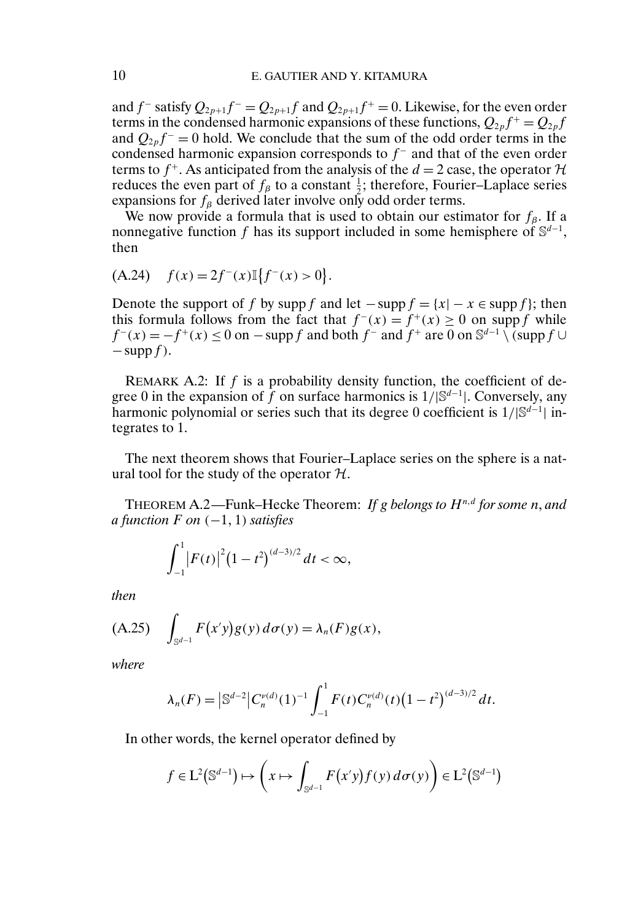and $f^-$ satisfy $Q_{2p+1}f^- = Q_{2p+1}f$ and $Q_{2p+1}f^+ = 0$. Likewise, for the even order terms in the condensed harmonic expansions of these functions, $Q_{2p}f^+ = Q_{2p}f$ and $Q_{2p}f^- = 0$ hold. We conclude that the sum of the odd order terms in the condensed harmonic expansion corresponds to $f^-$ and that of the even order terms to $f^+$. As anticipated from the analysis of the $d = 2$ case, the operator $\mathcal{H}$ reduces the even part of $f_\beta$ to a constant $\frac{1}{2}$; therefore, Fourier–Laplace series expansions for $f_\beta$ derived later involve only odd order terms.

We now provide a formula that is used to obtain our estimator for $f_\beta$. If a nonnegative function $f$ has its support included in some hemisphere of $\mathbb{S}^{d-1}$, then

$$f(x) = 2f^-(x)\mathbb{I}\{f^-(x) > 0\}. \tag{A.24}$$

Denote the support of $f$ by $\operatorname{supp} f$ and let $-\operatorname{supp} f = \{x | -x \in \operatorname{supp} f\}$; then this formula follows from the fact that $f^-(x) = f^+(x) \geq 0$ on $\operatorname{supp} f$ while $f^-(x) = -f^+(x) \leq 0$ on $-\operatorname{supp} f$ and both $f^-$ and $f^+$ are $0$ on $\mathbb{S}^{d-1} \setminus (\operatorname{supp} f \cup -\operatorname{supp} f)$.

REMARK A.2: If $f$ is a probability density function, the coefficient of degree 0 in the expansion of $f$ on surface harmonics is $1/|\mathbb{S}^{d-1}|$. Conversely, any harmonic polynomial or series such that its degree 0 coefficient is $1/|\mathbb{S}^{d-1}|$ integrates to 1.

The next theorem shows that Fourier–Laplace series on the sphere is a natural tool for the study of the operator $\mathcal{H}$.

THEOREM A.2—Funk–Hecke Theorem: *If $g$ belongs to $H^{n,d}$ for some $n$, and a function $F$ on $(-1, 1)$ satisfies*

$$\int_{-1}^{1} |F(t)|^2 (1 - t^2)^{(d-3)/2} \, dt < \infty,$$

*then*

$$\int_{\mathbb{S}^{d-1}} F(x'y) g(y) \, d\sigma(y) = \lambda_n(F) g(x), \tag{A.25}$$

*where*

$$\lambda_n(F) = |\mathbb{S}^{d-2}| C_n^{\nu(d)}(1)^{-1} \int_{-1}^{1} F(t) C_n^{\nu(d)}(t) (1 - t^2)^{(d-3)/2} \, dt.$$

In other words, the kernel operator defined by

$$f \in \mathrm{L}^2(\mathbb{S}^{d-1}) \mapsto \left( x \mapsto \int_{\mathbb{S}^{d-1}} F(x'y) f(y) \, d\sigma(y) \right) \in \mathrm{L}^2(\mathbb{S}^{d-1})$$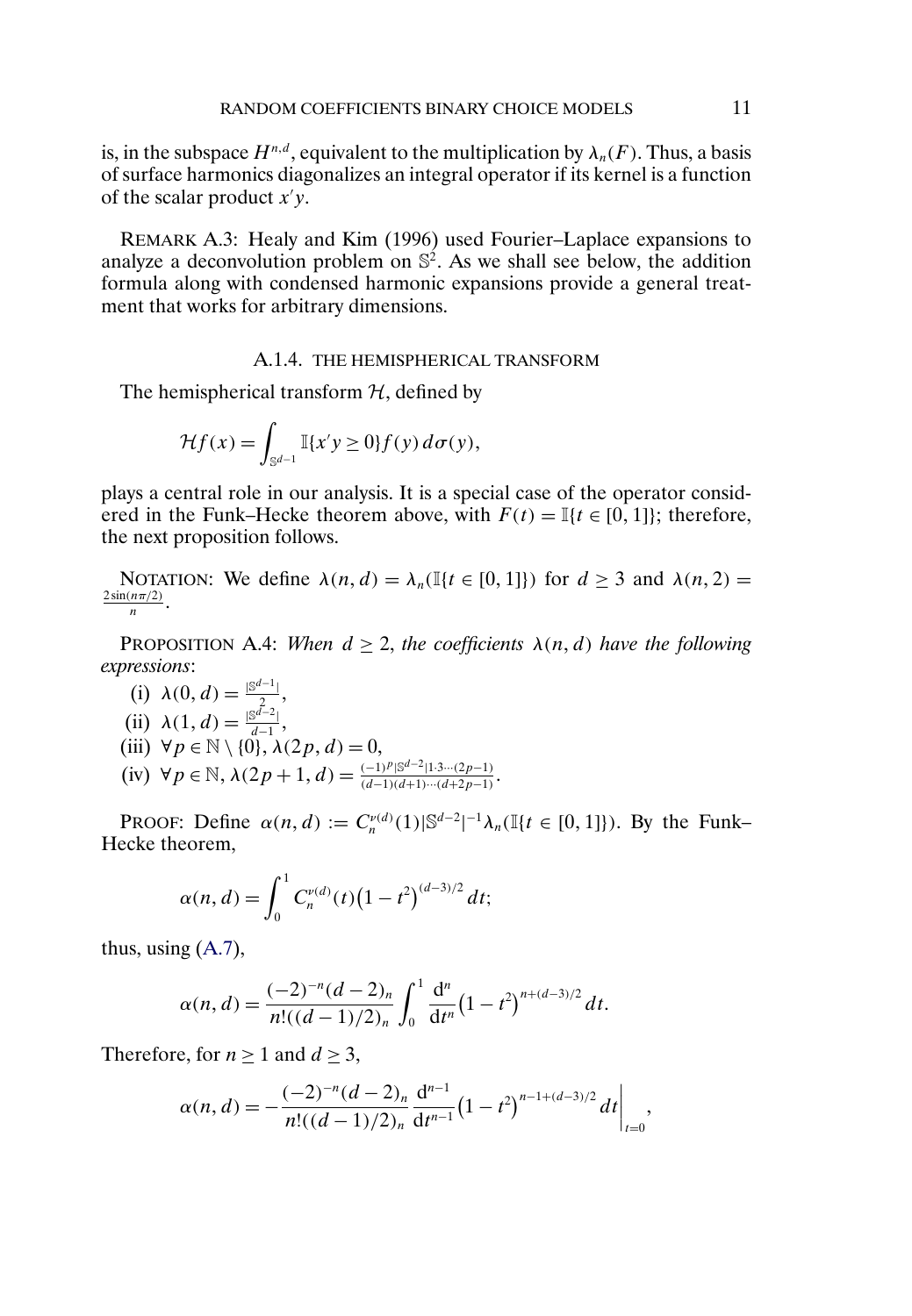is, in the subspace $H^{n,d}$, equivalent to the multiplication by $\lambda_n(F)$. Thus, a basis of surface harmonics diagonalizes an integral operator if its kernel is a function of the scalar product $x'y$.

REMARK A.3: Healy and Kim (1996) used Fourier–Laplace expansions to analyze a deconvolution problem on $\mathbb{S}^2$. As we shall see below, the addition formula along with condensed harmonic expansions provide a general treatment that works for arbitrary dimensions.

### A.1.4. THE HEMISPHERICAL TRANSFORM

The hemispherical transform $\mathcal{H}$, defined by

$$\mathcal{H}f(x) = \int_{\mathbb{S}^{d-1}} \mathbb{I}\{x'y \geq 0\} f(y)\, d\sigma(y),$$

plays a central role in our analysis. It is a special case of the operator considered in the Funk–Hecke theorem above, with $F(t) = \mathbb{I}\{t \in [0,1]\}$; therefore, the next proposition follows.

NOTATION: We define $\lambda(n,d) = \lambda_n(\mathbb{I}\{t \in [0,1]\})$ for $d \geq 3$ and $\lambda(n,2) = \frac{2\sin(n\pi/2)}{n}$.

PROPOSITION A.4: *When $d \geq 2$, the coefficients $\lambda(n,d)$ have the following expressions*:

(i) $\lambda(0,d) = \frac{|\mathbb{S}^{d-1}|}{2}$,

(ii) $\lambda(1,d) = \frac{|\mathbb{S}^{d-2}|}{d-1}$,

(iii) $\forall p \in \mathbb{N} \setminus \{0\}, \lambda(2p,d) = 0$,

(iv) $\forall p \in \mathbb{N}, \lambda(2p+1,d) = \frac{(-1)^p |\mathbb{S}^{d-2}| 1\cdot 3 \cdots (2p-1)}{(d-1)(d+1)\cdots(d+2p-1)}$.

PROOF: Define $\alpha(n,d) := C_n^{\nu(d)}(1)|\mathbb{S}^{d-2}|^{-1}\lambda_n(\mathbb{I}\{t \in [0,1]\})$. By the Funk–Hecke theorem,

$$\alpha(n,d) = \int_0^1 C_n^{\nu(d)}(t)\left(1-t^2\right)^{(d-3)/2} dt;$$

thus, using (A.7),

$$\alpha(n,d) = \frac{(-2)^{-n}(d-2)_n}{n!((d-1)/2)_n} \int_0^1 \frac{\mathrm{d}^n}{\mathrm{d}t^n}\left(1-t^2\right)^{n+(d-3)/2} dt.$$

Therefore, for $n \geq 1$ and $d \geq 3$,

$$\alpha(n,d) = -\frac{(-2)^{-n}(d-2)_n}{n!((d-1)/2)_n} \frac{\mathrm{d}^{n-1}}{\mathrm{d}t^{n-1}}\left(1-t^2\right)^{n-1+(d-3)/2} dt\Bigg|_{t=0},$$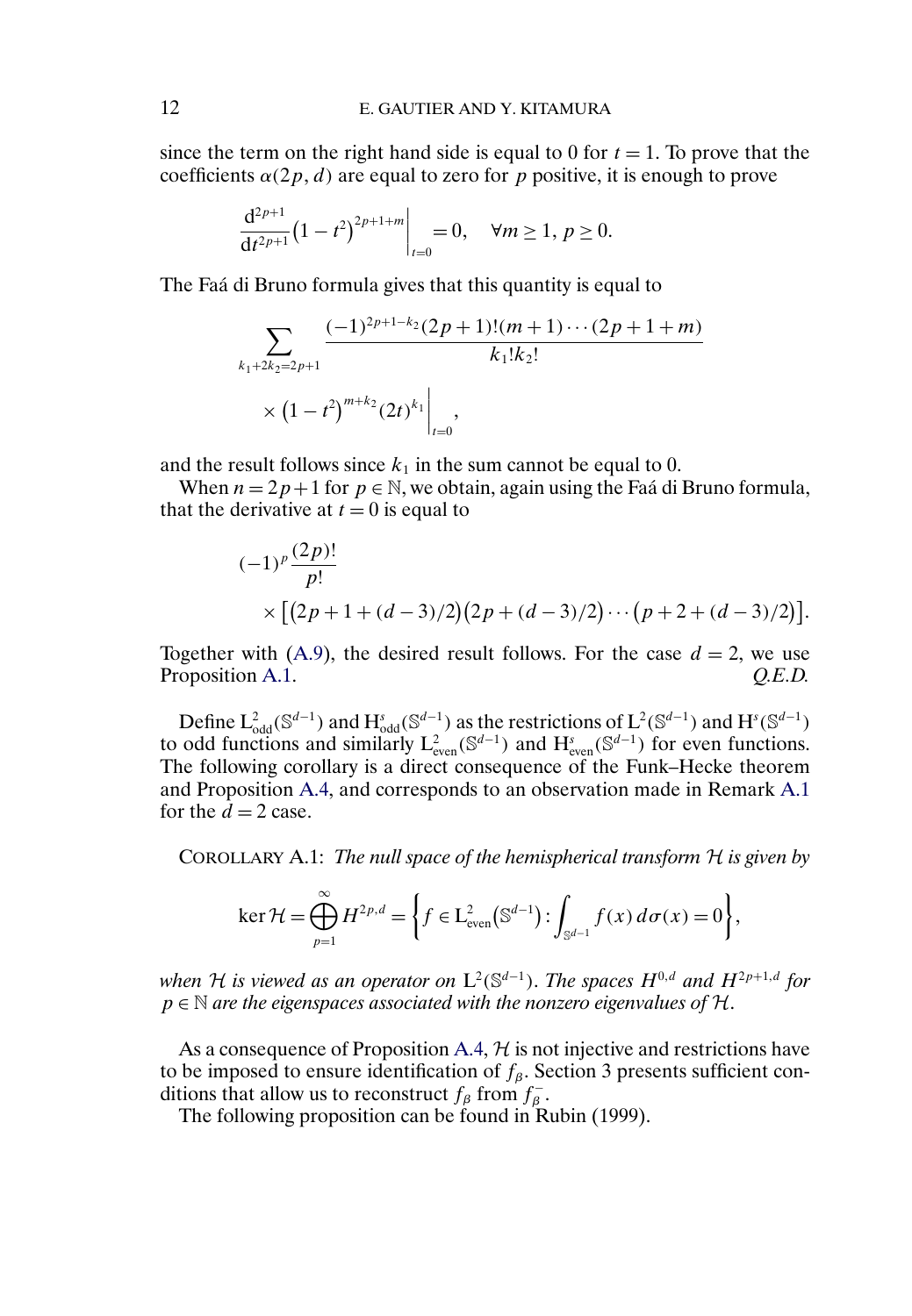since the term on the right hand side is equal to 0 for $t = 1$. To prove that the coefficients $\alpha(2p, d)$ are equal to zero for $p$ positive, it is enough to prove

$$\left.\frac{\mathrm{d}^{2p+1}}{\mathrm{d}t^{2p+1}}\big(1-t^2\big)^{2p+1+m}\right|_{t=0} = 0, \quad \forall m \geq 1,\ p \geq 0.$$

The Faá di Bruno formula gives that this quantity is equal to

$$\sum_{k_1+2k_2=2p+1} \frac{(-1)^{2p+1-k_2}(2p+1)!(m+1)\cdots(2p+1+m)}{k_1!k_2!} \times \left.\big(1-t^2\big)^{m+k_2}(2t)^{k_1}\right|_{t=0},$$

and the result follows since $k_1$ in the sum cannot be equal to 0.

When $n = 2p+1$ for $p \in \mathbb{N}$, we obtain, again using the Faá di Bruno formula, that the derivative at $t = 0$ is equal to

$$(-1)^p \frac{(2p)!}{p!} \times \big[\big(2p+1+(d-3)/2\big)\big(2p+(d-3)/2\big)\cdots\big(p+2+(d-3)/2\big)\big].$$

Together with (A.9), the desired result follows. For the case $d = 2$, we use Proposition A.1. *Q.E.D.*

Define $\mathrm{L}^2_{\mathrm{odd}}(\mathbb{S}^{d-1})$ and $\mathrm{H}^s_{\mathrm{odd}}(\mathbb{S}^{d-1})$ as the restrictions of $\mathrm{L}^2(\mathbb{S}^{d-1})$ and $\mathrm{H}^s(\mathbb{S}^{d-1})$ to odd functions and similarly $\mathrm{L}^2_{\mathrm{even}}(\mathbb{S}^{d-1})$ and $\mathrm{H}^s_{\mathrm{even}}(\mathbb{S}^{d-1})$ for even functions. The following corollary is a direct consequence of the Funk–Hecke theorem and Proposition A.4, and corresponds to an observation made in Remark A.1 for the $d = 2$ case.

COROLLARY A.1: *The null space of the hemispherical transform $\mathcal{H}$ is given by*

$$\ker \mathcal{H} = \bigoplus_{p=1}^{\infty} H^{2p,d} = \left\{ f \in \mathrm{L}^2_{\mathrm{even}}\big(\mathbb{S}^{d-1}\big) : \int_{\mathbb{S}^{d-1}} f(x)\, d\sigma(x) = 0 \right\},$$

*when $\mathcal{H}$ is viewed as an operator on $\mathrm{L}^2(\mathbb{S}^{d-1})$. The spaces $H^{0,d}$ and $H^{2p+1,d}$ for $p \in \mathbb{N}$ are the eigenspaces associated with the nonzero eigenvalues of $\mathcal{H}$.*

As a consequence of Proposition A.4, $\mathcal{H}$ is not injective and restrictions have to be imposed to ensure identification of $f_\beta$. Section 3 presents sufficient conditions that allow us to reconstruct $f_\beta$ from $f_\beta^-$.

The following proposition can be found in Rubin (1999).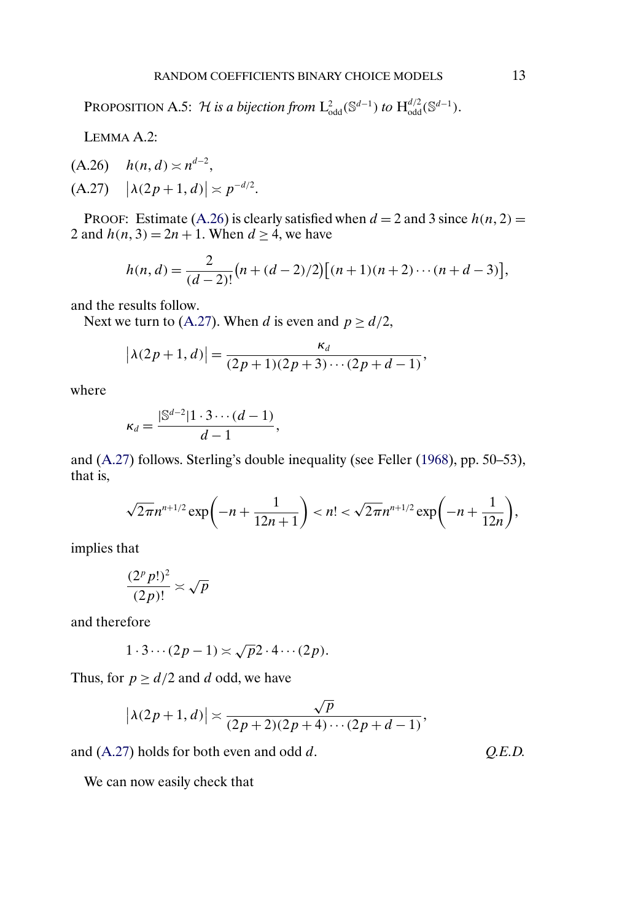PROPOSITION A.5: *$\mathcal{H}$ is a bijection from $L^2_{\text{odd}}(\mathbb{S}^{d-1})$ to $H^{d/2}_{\text{odd}}(\mathbb{S}^{d-1})$.*

LEMMA A.2:

$$h(n,d) \asymp n^{d-2}, \tag{A.26}$$

$$\left|\lambda(2p+1,d)\right| \asymp p^{-d/2}. \tag{A.27}$$

PROOF: Estimate (A.26) is clearly satisfied when $d = 2$ and 3 since $h(n,2) = 2$ and $h(n,3) = 2n+1$. When $d \geq 4$, we have

$$h(n,d) = \frac{2}{(d-2)!}\big(n + (d-2)/2\big)\big[(n+1)(n+2)\cdots(n+d-3)\big],$$

and the results follow.

Next we turn to (A.27). When $d$ is even and $p \geq d/2$,

$$\left|\lambda(2p+1,d)\right| = \frac{\kappa_d}{(2p+1)(2p+3)\cdots(2p+d-1)},$$

where

$$\kappa_d = \frac{|\mathbb{S}^{d-2}| 1 \cdot 3 \cdots (d-1)}{d-1},$$

and (A.27) follows. Sterling's double inequality (see Feller (1968), pp. 50–53), that is,

$$\sqrt{2\pi} n^{n+1/2} \exp\left(-n + \frac{1}{12n+1}\right) < n! < \sqrt{2\pi} n^{n+1/2} \exp\left(-n + \frac{1}{12n}\right),$$

implies that

$$\frac{(2^p p!)^2}{(2p)!} \asymp \sqrt{p}$$

and therefore

$$1 \cdot 3 \cdots (2p-1) \asymp \sqrt{p} 2 \cdot 4 \cdots (2p).$$

Thus, for $p \geq d/2$ and $d$ odd, we have

$$\left|\lambda(2p+1,d)\right| \asymp \frac{\sqrt{p}}{(2p+2)(2p+4)\cdots(2p+d-1)},$$

and (A.27) holds for both even and odd $d$. *Q.E.D.*

We can now easily check that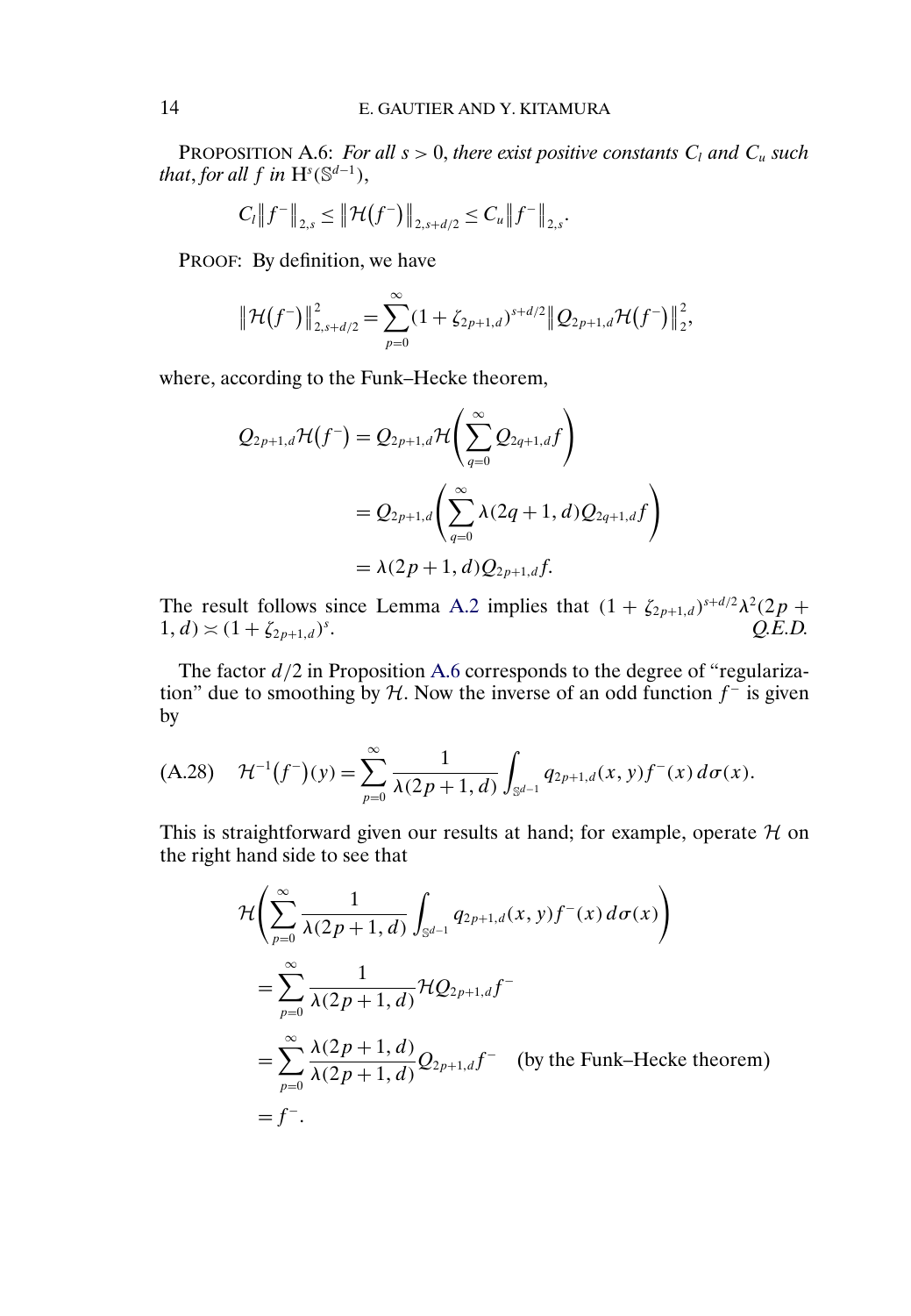PROPOSITION A.6: *For all $s > 0$, there exist positive constants $C_l$ and $C_u$ such that, for all $f$ in* $\mathrm{H}^s(\mathbb{S}^{d-1})$,

$$C_l \| f^- \|_{2,s} \le \| \mathcal{H}(f^-) \|_{2,s+d/2} \le C_u \| f^- \|_{2,s}.$$

PROOF: By definition, we have

$$\| \mathcal{H}(f^-) \|_{2,s+d/2}^2 = \sum_{p=0}^{\infty} (1 + \zeta_{2p+1,d})^{s+d/2} \| Q_{2p+1,d} \mathcal{H}(f^-) \|_2^2,$$

where, according to the Funk–Hecke theorem,

$$\begin{aligned}
Q_{2p+1,d}\mathcal{H}(f^-) &= Q_{2p+1,d}\mathcal{H}\left(\sum_{q=0}^{\infty} Q_{2q+1,d} f\right) \\
&= Q_{2p+1,d}\left(\sum_{q=0}^{\infty} \lambda(2q+1,d) Q_{2q+1,d} f\right) \\
&= \lambda(2p+1,d) Q_{2p+1,d} f.
\end{aligned}$$

The result follows since Lemma A.2 implies that $(1 + \zeta_{2p+1,d})^{s+d/2} \lambda^2(2p+1,d) \asymp (1 + \zeta_{2p+1,d})^s$. *Q.E.D.*

The factor $d/2$ in Proposition A.6 corresponds to the degree of "regularization" due to smoothing by $\mathcal{H}$. Now the inverse of an odd function $f^-$ is given by

$$\mathcal{H}^{-1}(f^-)(y) = \sum_{p=0}^{\infty} \frac{1}{\lambda(2p+1,d)} \int_{\mathbb{S}^{d-1}} q_{2p+1,d}(x,y) f^-(x)\, d\sigma(x). \tag{A.28}$$

This is straightforward given our results at hand; for example, operate $\mathcal{H}$ on the right hand side to see that

$$\begin{aligned}
&\mathcal{H}\left(\sum_{p=0}^{\infty} \frac{1}{\lambda(2p+1,d)} \int_{\mathbb{S}^{d-1}} q_{2p+1,d}(x,y) f^-(x)\, d\sigma(x)\right) \\
&= \sum_{p=0}^{\infty} \frac{1}{\lambda(2p+1,d)} \mathcal{H} Q_{2p+1,d} f^- \\
&= \sum_{p=0}^{\infty} \frac{\lambda(2p+1,d)}{\lambda(2p+1,d)} Q_{2p+1,d} f^- \quad \text{(by the Funk–Hecke theorem)} \\
&= f^-.
\end{aligned}$$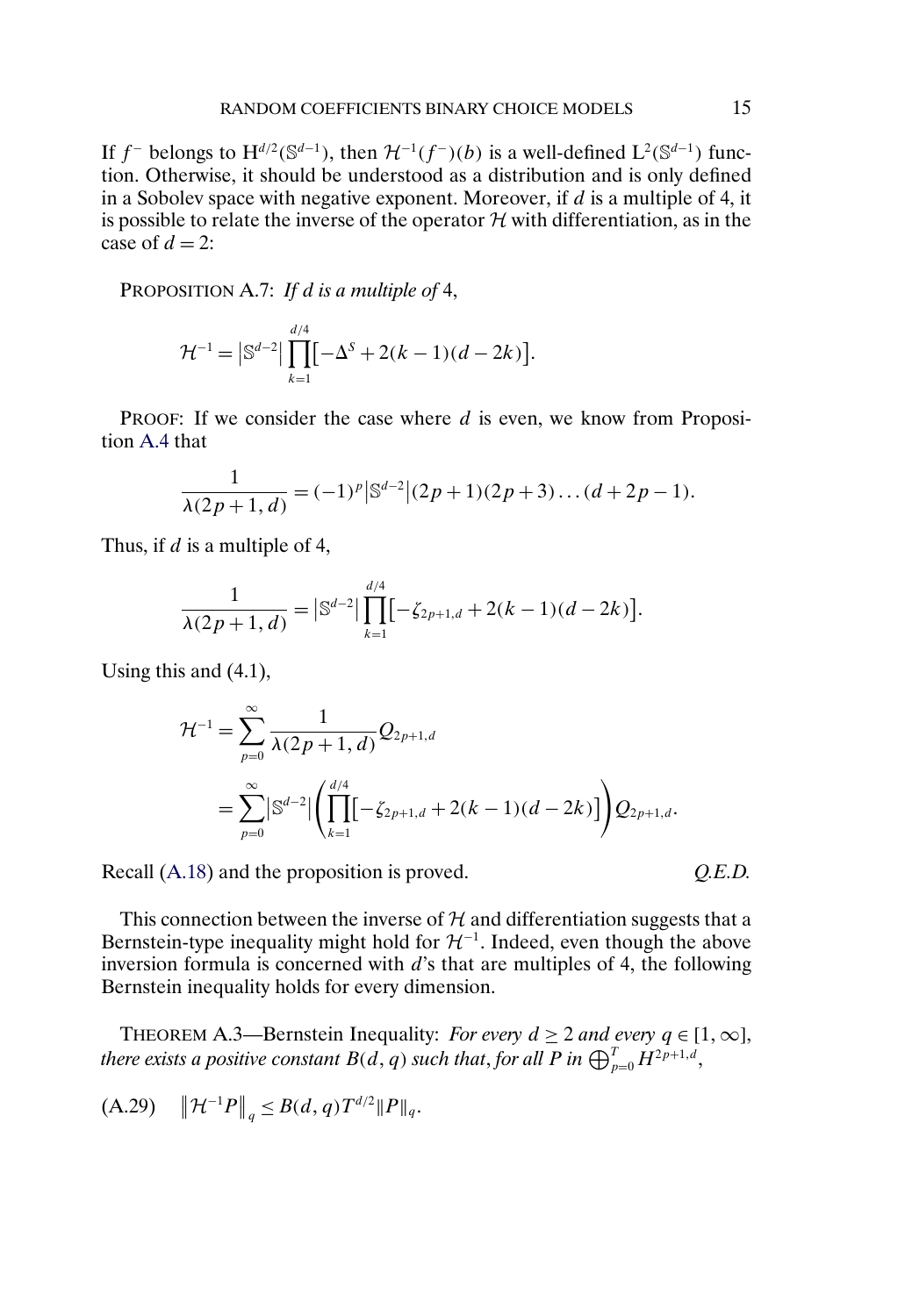If $f^-$ belongs to $\mathrm{H}^{d/2}(\mathbb{S}^{d-1})$, then $\mathcal{H}^{-1}(f^-)(b)$ is a well-defined $\mathrm{L}^2(\mathbb{S}^{d-1})$ function. Otherwise, it should be understood as a distribution and is only defined in a Sobolev space with negative exponent. Moreover, if $d$ is a multiple of 4, it is possible to relate the inverse of the operator $\mathcal{H}$ with differentiation, as in the case of $d = 2$:

PROPOSITION A.7: *If $d$ is a multiple of 4,*

$$\mathcal{H}^{-1} = |\mathbb{S}^{d-2}| \prod_{k=1}^{d/4} [-\Delta^S + 2(k-1)(d-2k)].$$

PROOF: If we consider the case where $d$ is even, we know from Proposition A.4 that

$$\frac{1}{\lambda(2p+1,d)} = (-1)^p |\mathbb{S}^{d-2}| (2p+1)(2p+3)\dots(d+2p-1).$$

Thus, if $d$ is a multiple of 4,

$$\frac{1}{\lambda(2p+1,d)} = |\mathbb{S}^{d-2}| \prod_{k=1}^{d/4} [-\zeta_{2p+1,d} + 2(k-1)(d-2k)].$$

Using this and (4.1),

$$\begin{aligned}
\mathcal{H}^{-1} &= \sum_{p=0}^{\infty} \frac{1}{\lambda(2p+1,d)} Q_{2p+1,d} \\
&= \sum_{p=0}^{\infty} |\mathbb{S}^{d-2}| \left( \prod_{k=1}^{d/4} [-\zeta_{2p+1,d} + 2(k-1)(d-2k)] \right) Q_{2p+1,d}.
\end{aligned}$$

Recall (A.18) and the proposition is proved. *Q.E.D.*

This connection between the inverse of $\mathcal{H}$ and differentiation suggests that a Bernstein-type inequality might hold for $\mathcal{H}^{-1}$. Indeed, even though the above inversion formula is concerned with $d$'s that are multiples of 4, the following Bernstein inequality holds for every dimension.

THEOREM A.3—Bernstein Inequality: *For every $d \geq 2$ and every $q \in [1, \infty]$, there exists a positive constant $B(d,q)$ such that, for all $P$ in $\bigoplus_{p=0}^{T} H^{2p+1,d}$,*

$$\|\mathcal{H}^{-1}P\|_q \leq B(d,q) T^{d/2} \|P\|_q. \tag{A.29}$$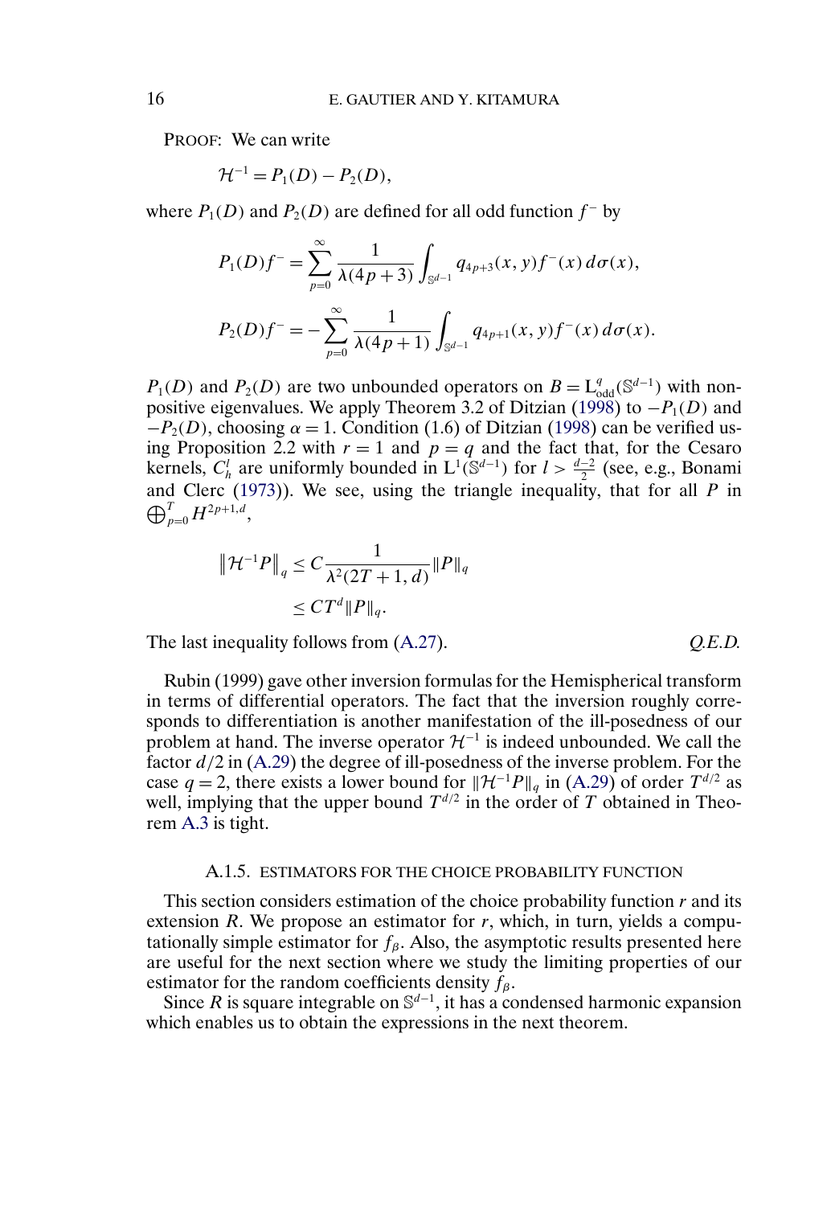PROOF: We can write

$$\mathcal{H}^{-1} = P_1(D) - P_2(D),$$

where $P_1(D)$ and $P_2(D)$ are defined for all odd function $f^-$ by

$$P_1(D)f^- = \sum_{p=0}^{\infty} \frac{1}{\lambda(4p+3)} \int_{\mathbb{S}^{d-1}} q_{4p+3}(x,y) f^-(x)\, d\sigma(x),$$

$$P_2(D)f^- = -\sum_{p=0}^{\infty} \frac{1}{\lambda(4p+1)} \int_{\mathbb{S}^{d-1}} q_{4p+1}(x,y) f^-(x)\, d\sigma(x).$$

$P_1(D)$ and $P_2(D)$ are two unbounded operators on $B = \mathrm{L}^q_{\mathrm{odd}}(\mathbb{S}^{d-1})$ with nonpositive eigenvalues. We apply Theorem 3.2 of Ditzian (1998) to $-P_1(D)$ and $-P_2(D)$, choosing $\alpha = 1$. Condition (1.6) of Ditzian (1998) can be verified using Proposition 2.2 with $r = 1$ and $p = q$ and the fact that, for the Cesaro kernels, $C_h^l$ are uniformly bounded in $\mathrm{L}^1(\mathbb{S}^{d-1})$ for $l > \frac{d-2}{2}$ (see, e.g., Bonami and Clerc (1973)). We see, using the triangle inequality, that for all $P$ in $\bigoplus_{p=0}^{T} H^{2p+1,d}$,

$$\begin{aligned}
\left\| \mathcal{H}^{-1} P \right\|_q &\le C \frac{1}{\lambda^2(2T+1,d)} \|P\|_q \\
&\le C T^d \|P\|_q.
\end{aligned}$$

The last inequality follows from (A.27). *Q.E.D.*

Rubin (1999) gave other inversion formulas for the Hemispherical transform in terms of differential operators. The fact that the inversion roughly corresponds to differentiation is another manifestation of the ill-posedness of our problem at hand. The inverse operator $\mathcal{H}^{-1}$ is indeed unbounded. We call the factor $d/2$ in (A.29) the degree of ill-posedness of the inverse problem. For the case $q = 2$, there exists a lower bound for $\|\mathcal{H}^{-1}P\|_q$ in (A.29) of order $T^{d/2}$ as well, implying that the upper bound $T^{d/2}$ in the order of $T$ obtained in Theorem A.3 is tight.

### A.1.5. ESTIMATORS FOR THE CHOICE PROBABILITY FUNCTION

This section considers estimation of the choice probability function $r$ and its extension $R$. We propose an estimator for $r$, which, in turn, yields a computationally simple estimator for $f_\beta$. Also, the asymptotic results presented here are useful for the next section where we study the limiting properties of our estimator for the random coefficients density $f_\beta$.

Since $R$ is square integrable on $\mathbb{S}^{d-1}$, it has a condensed harmonic expansion which enables us to obtain the expressions in the next theorem.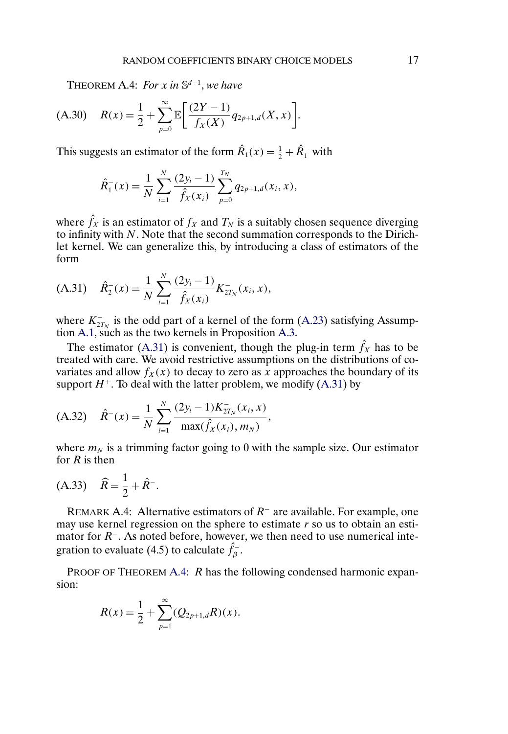THEOREM A.4: *For $x$ in $\mathbb{S}^{d-1}$, we have*

$$R(x) = \frac{1}{2} + \sum_{p=0}^{\infty} \mathbb{E}\left[\frac{(2Y-1)}{f_X(X)} q_{2p+1,d}(X, x)\right]. \tag{A.30}$$

This suggests an estimator of the form $\hat{R}_1(x) = \frac{1}{2} + \hat{R}_1^-$ with

$$\hat{R}_1^-(x) = \frac{1}{N} \sum_{i=1}^{N} \frac{(2y_i - 1)}{\hat{f}_X(x_i)} \sum_{p=0}^{T_N} q_{2p+1,d}(x_i, x),$$

where $\hat{f}_X$ is an estimator of $f_X$ and $T_N$ is a suitably chosen sequence diverging to infinity with $N$. Note that the second summation corresponds to the Dirichlet kernel. We can generalize this, by introducing a class of estimators of the form

$$\hat{R}_2^-(x) = \frac{1}{N} \sum_{i=1}^{N} \frac{(2y_i - 1)}{\hat{f}_X(x_i)} K_{2T_N}^-(x_i, x), \tag{A.31}$$

where $K_{2T_N}^-$ is the odd part of a kernel of the form (A.23) satisfying Assumption A.1, such as the two kernels in Proposition A.3.

The estimator (A.31) is convenient, though the plug-in term $\hat{f}_X$ has to be treated with care. We avoid restrictive assumptions on the distributions of covariates and allow $f_X(x)$ to decay to zero as $x$ approaches the boundary of its support $H^+$. To deal with the latter problem, we modify (A.31) by

$$\hat{R}^-(x) = \frac{1}{N} \sum_{i=1}^{N} \frac{(2y_i - 1) K_{2T_N}^-(x_i, x)}{\max(\hat{f}_X(x_i), m_N)}, \tag{A.32}$$

where $m_N$ is a trimming factor going to 0 with the sample size. Our estimator for $R$ is then

$$\widehat{R} = \frac{1}{2} + \hat{R}^-. \tag{A.33}$$

REMARK A.4: Alternative estimators of $R^-$ are available. For example, one may use kernel regression on the sphere to estimate $r$ so us to obtain an estimator for $R^-$. As noted before, however, we then need to use numerical integration to evaluate (4.5) to calculate $\hat{f}_\beta^-$.

PROOF OF THEOREM A.4: $R$ has the following condensed harmonic expansion:

$$R(x) = \frac{1}{2} + \sum_{p=1}^{\infty} (Q_{2p+1,d} R)(x).$$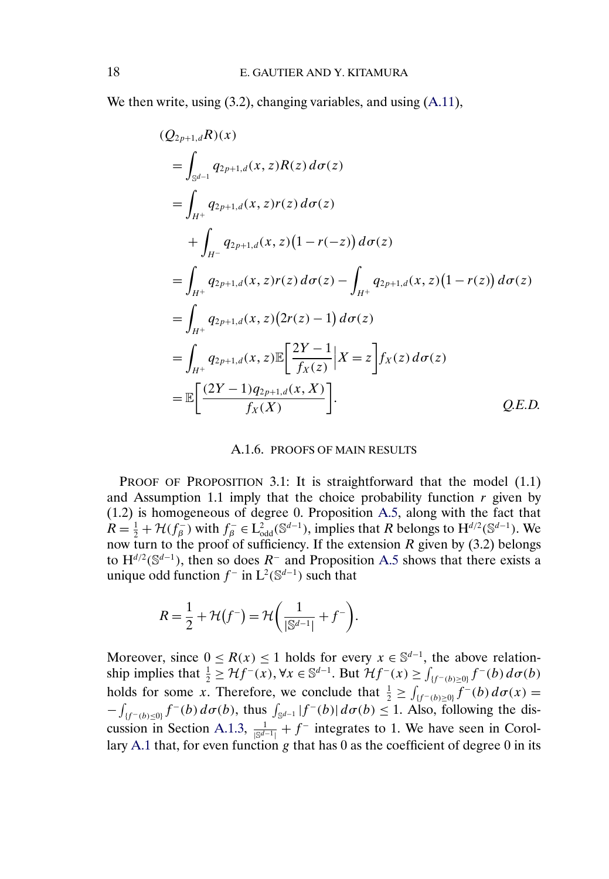We then write, using (3.2), changing variables, and using (A.11),

$$
\begin{aligned}
&(Q_{2p+1,d}R)(x)\\
&= \int_{\mathbb{S}^{d-1}} q_{2p+1,d}(x,z)R(z)\,d\sigma(z)\\
&= \int_{H^+} q_{2p+1,d}(x,z)r(z)\,d\sigma(z)\\
&\quad + \int_{H^-} q_{2p+1,d}(x,z)\big(1-r(-z)\big)\,d\sigma(z)\\
&= \int_{H^+} q_{2p+1,d}(x,z)r(z)\,d\sigma(z) - \int_{H^+} q_{2p+1,d}(x,z)\big(1-r(z)\big)\,d\sigma(z)\\
&= \int_{H^+} q_{2p+1,d}(x,z)\big(2r(z)-1\big)\,d\sigma(z)\\
&= \int_{H^+} q_{2p+1,d}(x,z)\mathbb{E}\left[\frac{2Y-1}{f_X(z)}\Big| X=z\right] f_X(z)\,d\sigma(z)\\
&= \mathbb{E}\left[\frac{(2Y-1)q_{2p+1,d}(x,X)}{f_X(X)}\right].
\end{aligned}
$$

*Q.E.D.*

### A.1.6. PROOFS OF MAIN RESULTS

PROOF OF PROPOSITION 3.1: It is straightforward that the model (1.1) and Assumption 1.1 imply that the choice probability function $r$ given by (1.2) is homogeneous of degree 0. Proposition A.5, along with the fact that $R = \frac{1}{2} + \mathcal{H}(f_\beta^-)$ with $f_\beta^- \in \mathrm{L}^2_{\mathrm{odd}}(\mathbb{S}^{d-1})$, implies that $R$ belongs to $\mathrm{H}^{d/2}(\mathbb{S}^{d-1})$. We now turn to the proof of sufficiency. If the extension $R$ given by (3.2) belongs to $\mathrm{H}^{d/2}(\mathbb{S}^{d-1})$, then so does $R^-$ and Proposition A.5 shows that there exists a unique odd function $f^-$ in $\mathrm{L}^2(\mathbb{S}^{d-1})$ such that

$$
R = \frac{1}{2} + \mathcal{H}(f^-) = \mathcal{H}\left(\frac{1}{|\mathbb{S}^{d-1}|} + f^-\right).
$$

Moreover, since $0 \le R(x) \le 1$ holds for every $x \in \mathbb{S}^{d-1}$, the above relationship implies that $\frac{1}{2} \ge \mathcal{H}f^-(x), \forall x \in \mathbb{S}^{d-1}$. But $\mathcal{H}f^-(x) \ge \int_{\{f^-(b)\ge 0\}} f^-(b)\,d\sigma(b)$ holds for some $x$. Therefore, we conclude that $\frac{1}{2} \ge \int_{\{f^-(b)\ge 0\}} f^-(b)\,d\sigma(x) = -\int_{\{f^-(b)\le 0\}} f^-(b)\,d\sigma(b)$, thus $\int_{\mathbb{S}^{d-1}} |f^-(b)|\,d\sigma(b) \le 1$. Also, following the discussion in Section A.1.3, $\frac{1}{|\mathbb{S}^{d-1}|} + f^-$ integrates to 1. We have seen in Corollary A.1 that, for even function $g$ that has 0 as the coefficient of degree 0 in its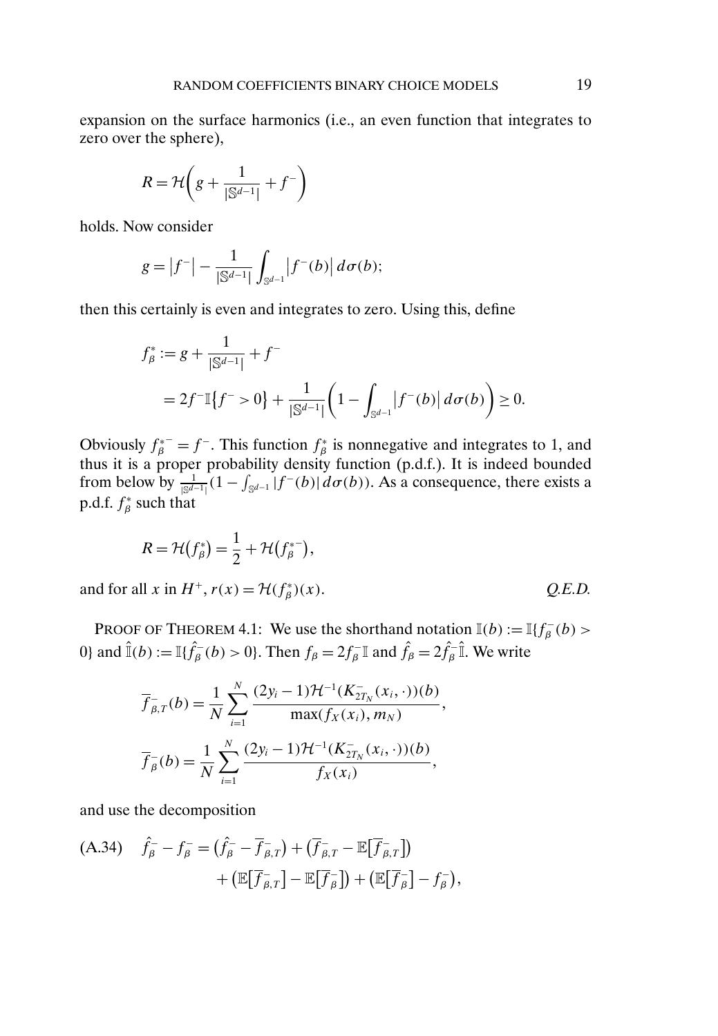expansion on the surface harmonics (i.e., an even function that integrates to zero over the sphere),

$$R = \mathcal{H}\left(g + \frac{1}{|\mathbb{S}^{d-1}|} + f^{-}\right)$$

holds. Now consider

$$g = \left|f^{-}\right| - \frac{1}{|\mathbb{S}^{d-1}|} \int_{\mathbb{S}^{d-1}} \left|f^{-}(b)\right| d\sigma(b);$$

then this certainly is even and integrates to zero. Using this, define

$$\begin{aligned}
f_{\beta}^{*} &:= g + \frac{1}{|\mathbb{S}^{d-1}|} + f^{-} \\
&= 2f^{-}\mathbb{I}\{f^{-} > 0\} + \frac{1}{|\mathbb{S}^{d-1}|}\left(1 - \int_{\mathbb{S}^{d-1}} \left|f^{-}(b)\right| d\sigma(b)\right) \geq 0.
\end{aligned}$$

Obviously $f_{\beta}^{*-} = f^{-}$. This function $f_{\beta}^{*}$ is nonnegative and integrates to 1, and thus it is a proper probability density function (p.d.f.). It is indeed bounded from below by $\frac{1}{|\mathbb{S}^{d-1}|}(1 - \int_{\mathbb{S}^{d-1}} |f^{-}(b)| d\sigma(b))$. As a consequence, there exists a p.d.f. $f_{\beta}^{*}$ such that

$$R = \mathcal{H}(f_{\beta}^{*}) = \frac{1}{2} + \mathcal{H}(f_{\beta}^{*-}),$$

and for all $x$ in $H^{+}$, $r(x) = \mathcal{H}(f_{\beta}^{*})(x)$. *Q.E.D.*

PROOF OF THEOREM 4.1: We use the shorthand notation $\mathbb{I}(b) := \mathbb{I}\{f_{\beta}^{-}(b) > 0\}$ and $\hat{\mathbb{I}}(b) := \mathbb{I}\{\hat{f}_{\beta}^{-}(b) > 0\}$. Then $f_{\beta} = 2f_{\beta}^{-}\mathbb{I}$ and $\hat{f}_{\beta} = 2\hat{f}_{\beta}^{-}\hat{\mathbb{I}}$. We write

$$\overline{f}_{\beta,T}^{-}(b) = \frac{1}{N}\sum_{i=1}^{N} \frac{(2y_i - 1)\mathcal{H}^{-1}(K_{2T_N}^{-}(x_i, \cdot))(b)}{\max(f_X(x_i), m_N)},$$

$$\overline{f}_{\beta}^{-}(b) = \frac{1}{N}\sum_{i=1}^{N} \frac{(2y_i - 1)\mathcal{H}^{-1}(K_{2T_N}^{-}(x_i, \cdot))(b)}{f_X(x_i)},$$

and use the decomposition

$$\begin{aligned}
\text{(A.34)} \quad \hat{f}_{\beta}^{-} - f_{\beta}^{-} &= \left(\hat{f}_{\beta}^{-} - \overline{f}_{\beta,T}^{-}\right) + \left(\overline{f}_{\beta,T}^{-} - \mathbb{E}\left[\overline{f}_{\beta,T}^{-}\right]\right) \\
&\quad + \left(\mathbb{E}\left[\overline{f}_{\beta,T}^{-}\right] - \mathbb{E}\left[\overline{f}_{\beta}^{-}\right]\right) + \left(\mathbb{E}\left[\overline{f}_{\beta}^{-}\right] - f_{\beta}^{-}\right),
\end{aligned}$$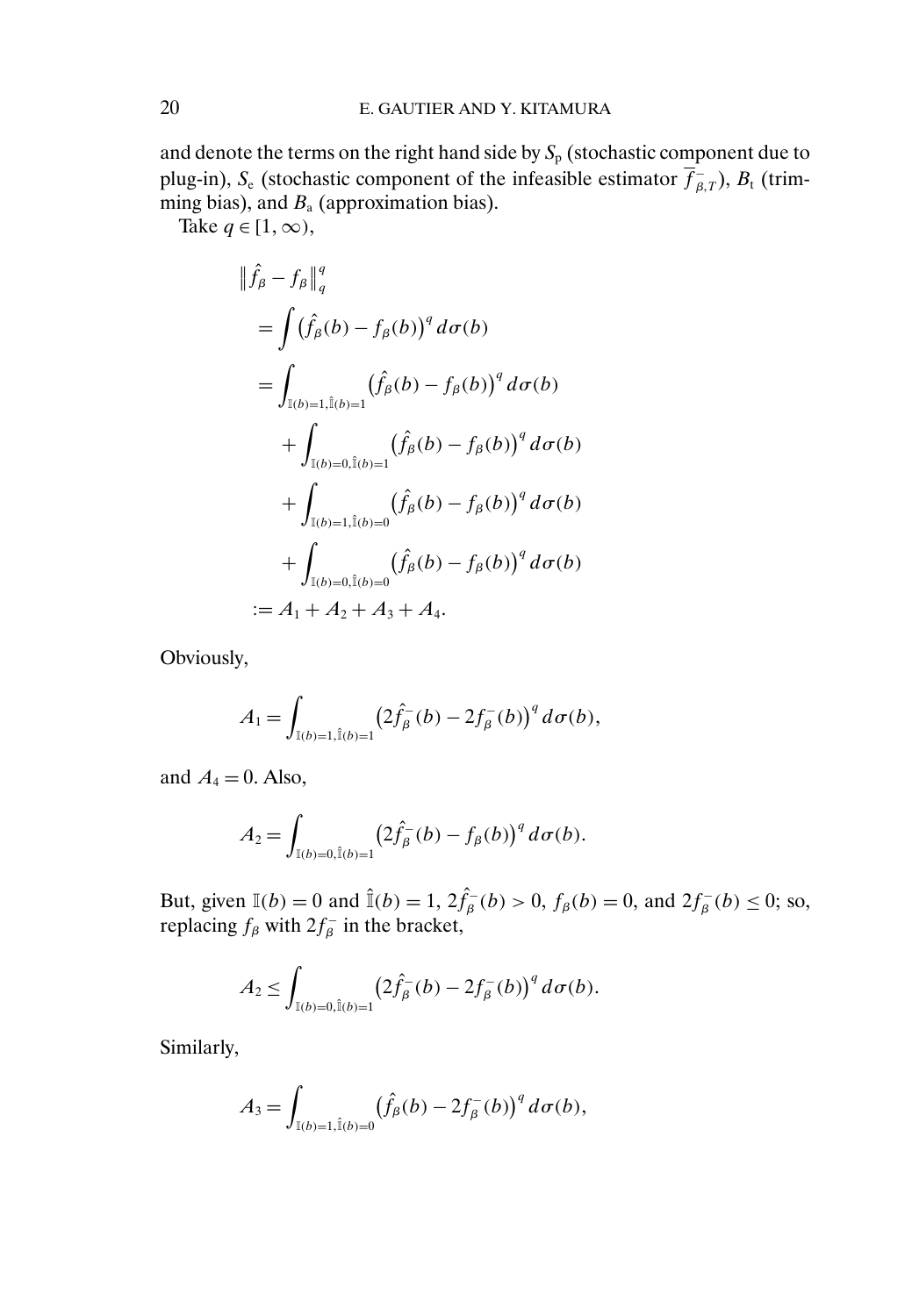and denote the terms on the right hand side by $S_{\mathrm{p}}$ (stochastic component due to plug-in), $S_{\mathrm{e}}$ (stochastic component of the infeasible estimator $\overline{f}^{-}_{\beta,T}$), $B_{\mathrm{t}}$ (trimming bias), and $B_{\mathrm{a}}$ (approximation bias).

Take $q \in [1, \infty)$,

$$
\begin{aligned}
&\left\| \hat{f}_\beta - f_\beta \right\|_q^q \\
&\quad = \int \left( \hat{f}_\beta(b) - f_\beta(b) \right)^q d\sigma(b) \\
&\quad = \int_{\mathbb{I}(b)=1, \hat{\mathbb{I}}(b)=1} \left( \hat{f}_\beta(b) - f_\beta(b) \right)^q d\sigma(b) \\
&\qquad + \int_{\mathbb{I}(b)=0, \hat{\mathbb{I}}(b)=1} \left( \hat{f}_\beta(b) - f_\beta(b) \right)^q d\sigma(b) \\
&\qquad + \int_{\mathbb{I}(b)=1, \hat{\mathbb{I}}(b)=0} \left( \hat{f}_\beta(b) - f_\beta(b) \right)^q d\sigma(b) \\
&\qquad + \int_{\mathbb{I}(b)=0, \hat{\mathbb{I}}(b)=0} \left( \hat{f}_\beta(b) - f_\beta(b) \right)^q d\sigma(b) \\
&\quad := A_1 + A_2 + A_3 + A_4.
\end{aligned}
$$

Obviously,

$$
A_1 = \int_{\mathbb{I}(b)=1, \hat{\mathbb{I}}(b)=1} \left( 2\hat{f}^{-}_\beta(b) - 2f^{-}_\beta(b) \right)^q d\sigma(b),
$$

and $A_4 = 0$. Also,

$$
A_2 = \int_{\mathbb{I}(b)=0, \hat{\mathbb{I}}(b)=1} \left( 2\hat{f}^{-}_\beta(b) - f_\beta(b) \right)^q d\sigma(b).
$$

But, given $\mathbb{I}(b) = 0$ and $\hat{\mathbb{I}}(b) = 1$, $2\hat{f}^{-}_\beta(b) > 0$, $f_\beta(b) = 0$, and $2f^{-}_\beta(b) \leq 0$; so, replacing $f_\beta$ with $2f^{-}_\beta$ in the bracket,

$$
A_2 \leq \int_{\mathbb{I}(b)=0, \hat{\mathbb{I}}(b)=1} \left( 2\hat{f}^{-}_\beta(b) - 2f^{-}_\beta(b) \right)^q d\sigma(b).
$$

Similarly,

$$
A_3 = \int_{\mathbb{I}(b)=1, \hat{\mathbb{I}}(b)=0} \left( \hat{f}_\beta(b) - 2f^{-}_\beta(b) \right)^q d\sigma(b),
$$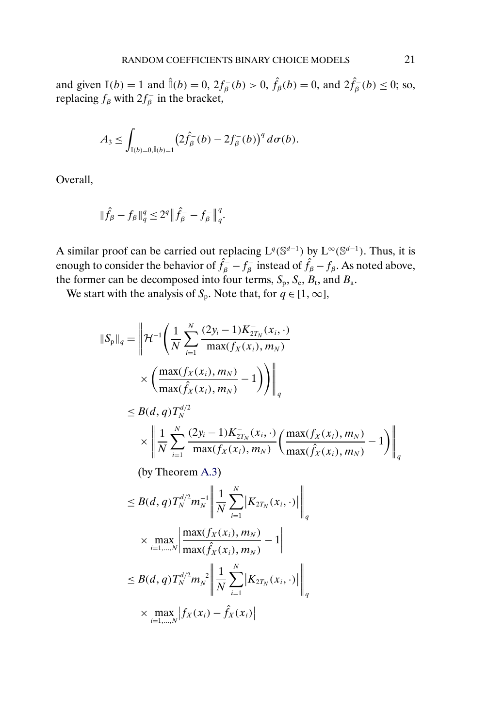and given $\mathbb{I}(b) = 1$ and $\hat{\mathbb{I}}(b) = 0$, $2f_\beta^-(b) > 0$, $\hat{f}_\beta(b) = 0$, and $2\hat{f}_\beta^-(b) \leq 0$; so, replacing $f_\beta$ with $2f_\beta^-$ in the bracket,

$$A_3 \leq \int_{\mathbb{I}(b)=0, \hat{\mathbb{I}}(b)=1} \left(2\hat{f}_\beta^-(b) - 2f_\beta^-(b)\right)^q d\sigma(b).$$

Overall,

$$\|\hat{f}_\beta - f_\beta\|_q^q \leq 2^q \left\|\hat{f}_\beta^- - f_\beta^-\right\|_q^q.$$

A similar proof can be carried out replacing $\mathrm{L}^q(\mathbb{S}^{d-1})$ by $\mathrm{L}^\infty(\mathbb{S}^{d-1})$. Thus, it is enough to consider the behavior of $\hat{f}_\beta^- - f_\beta^-$ instead of $\hat{f}_\beta - f_\beta$. As noted above, the former can be decomposed into four terms, $S_{\mathrm{p}}$, $S_{\mathrm{e}}$, $B_{\mathrm{t}}$, and $B_{\mathrm{a}}$.

We start with the analysis of $S_{\mathrm{p}}$. Note that, for $q \in [1, \infty]$,

$$\begin{aligned}
\|S_{\mathrm{p}}\|_q &= \left\| \mathcal{H}^{-1}\left( \frac{1}{N} \sum_{i=1}^N \frac{(2y_i - 1)K_{2T_N}^-(x_i, \cdot)}{\max(f_X(x_i), m_N)} \right.\right. \\
&\qquad \times \left.\left. \left( \frac{\max(f_X(x_i), m_N)}{\max(\hat{f}_X(x_i), m_N)} - 1 \right) \right) \right\|_q \\
&\leq B(d, q) T_N^{d/2} \\
&\qquad \times \left\| \frac{1}{N} \sum_{i=1}^N \frac{(2y_i - 1)K_{2T_N}^-(x_i, \cdot)}{\max(f_X(x_i), m_N)} \left( \frac{\max(f_X(x_i), m_N)}{\max(\hat{f}_X(x_i), m_N)} - 1 \right) \right\|_q \\
&\qquad \text{(by Theorem A.3)} \\
&\leq B(d, q) T_N^{d/2} m_N^{-1} \left\| \frac{1}{N} \sum_{i=1}^N \left| K_{2T_N}(x_i, \cdot) \right| \right\|_q \\
&\qquad \times \max_{i=1,\dots,N} \left| \frac{\max(f_X(x_i), m_N)}{\max(\hat{f}_X(x_i), m_N)} - 1 \right| \\
&\leq B(d, q) T_N^{d/2} m_N^{-2} \left\| \frac{1}{N} \sum_{i=1}^N \left| K_{2T_N}(x_i, \cdot) \right| \right\|_q \\
&\qquad \times \max_{i=1,\dots,N} \left| f_X(x_i) - \hat{f}_X(x_i) \right|
\end{aligned}$$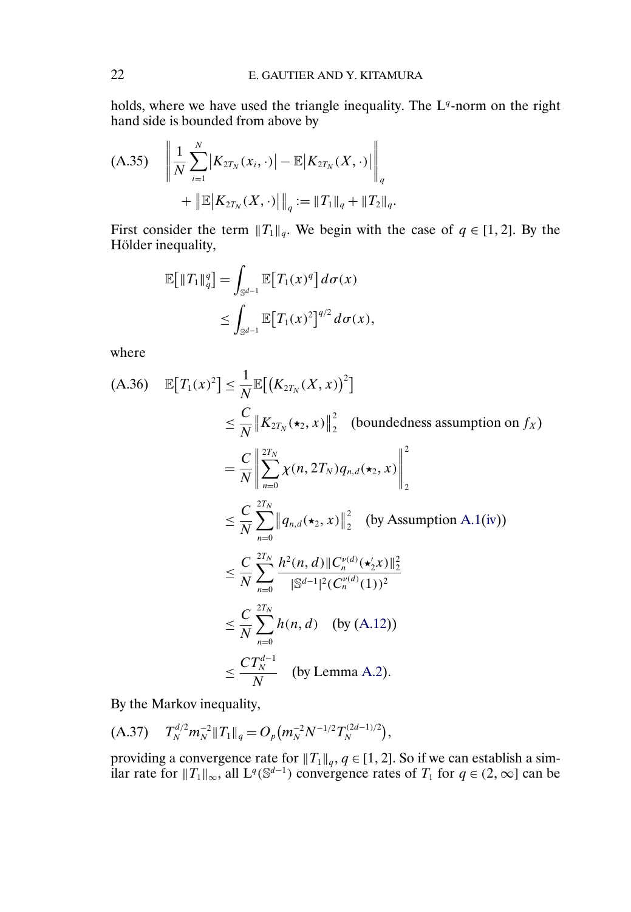holds, where we have used the triangle inequality. The $\mathrm{L}^q$-norm on the right hand side is bounded from above by

$$
\text{(A.35)} \quad \left\| \frac{1}{N} \sum_{i=1}^{N} \left| K_{2T_N}(x_i, \cdot) \right| - \mathbb{E}\left| K_{2T_N}(X, \cdot) \right| \right\|_q + \left\| \mathbb{E}\left| K_{2T_N}(X, \cdot) \right| \right\|_q := \|T_1\|_q + \|T_2\|_q.
$$

First consider the term $\|T_1\|_q$. We begin with the case of $q \in [1, 2]$. By the Hölder inequality,

$$
\begin{aligned}
\mathbb{E}\left[\|T_1\|_q^q\right] &= \int_{\mathbb{S}^{d-1}} \mathbb{E}\left[T_1(x)^q\right] d\sigma(x) \\
&\leq \int_{\mathbb{S}^{d-1}} \mathbb{E}\left[T_1(x)^2\right]^{q/2} d\sigma(x),
\end{aligned}
$$

where

$$
\begin{aligned}
\text{(A.36)} \quad \mathbb{E}\left[T_1(x)^2\right] &\leq \frac{1}{N} \mathbb{E}\left[\left(K_{2T_N}(X, x)\right)^2\right] \\
&\leq \frac{C}{N} \left\| K_{2T_N}(\star_2, x) \right\|_2^2 \quad \text{(boundedness assumption on } f_X\text{)} \\
&= \frac{C}{N} \left\| \sum_{n=0}^{2T_N} \chi(n, 2T_N) q_{n,d}(\star_2, x) \right\|_2^2 \\
&\leq \frac{C}{N} \sum_{n=0}^{2T_N} \left\| q_{n,d}(\star_2, x) \right\|_2^2 \quad \text{(by Assumption A.1(iv))} \\
&\leq \frac{C}{N} \sum_{n=0}^{2T_N} \frac{h^2(n, d) \|C_n^{\nu(d)}(\star_2' x)\|_2^2}{|\mathbb{S}^{d-1}|^2 (C_n^{\nu(d)}(1))^2} \\
&\leq \frac{C}{N} \sum_{n=0}^{2T_N} h(n, d) \quad \text{(by (A.12))} \\
&\leq \frac{C T_N^{d-1}}{N} \quad \text{(by Lemma A.2)}.
\end{aligned}
$$

By the Markov inequality,

$$
\text{(A.37)} \quad T_N^{d/2} m_N^{-2} \|T_1\|_q = O_p\left(m_N^{-2} N^{-1/2} T_N^{(2d-1)/2}\right),
$$

providing a convergence rate for $\|T_1\|_q$, $q \in [1, 2]$. So if we can establish a similar rate for $\|T_1\|_\infty$, all $\mathrm{L}^q(\mathbb{S}^{d-1})$ convergence rates of $T_1$ for $q \in (2, \infty]$ can be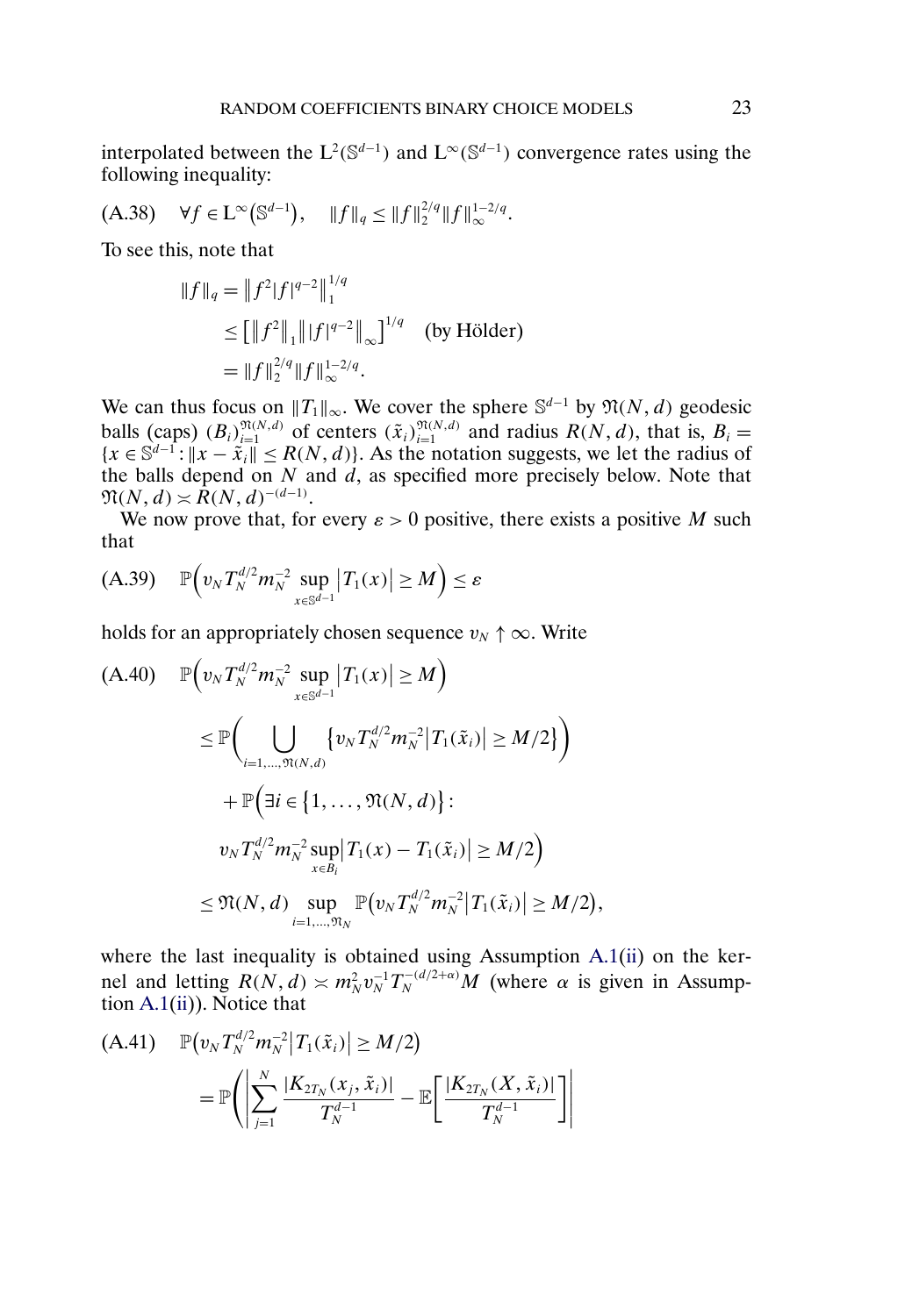interpolated between the $\mathrm{L}^2(\mathbb{S}^{d-1})$ and $\mathrm{L}^\infty(\mathbb{S}^{d-1})$ convergence rates using the following inequality:

$$\text{(A.38)} \quad \forall f \in \mathrm{L}^\infty(\mathbb{S}^{d-1}), \quad \|f\|_q \leq \|f\|_2^{2/q} \|f\|_\infty^{1-2/q}.$$

To see this, note that

$$\begin{aligned}
\|f\|_q &= \left\| f^2 |f|^{q-2} \right\|_1^{1/q} \\
&\leq \left[ \left\| f^2 \right\|_1 \left\| |f|^{q-2} \right\|_\infty \right]^{1/q} \quad \text{(by Hölder)} \\
&= \|f\|_2^{2/q} \|f\|_\infty^{1-2/q}.
\end{aligned}$$

We can thus focus on $\|T_1\|_\infty$. We cover the sphere $\mathbb{S}^{d-1}$ by $\mathfrak{N}(N,d)$ geodesic balls (caps) $(B_i)_{i=1}^{\mathfrak{N}(N,d)}$ of centers $(\tilde{x}_i)_{i=1}^{\mathfrak{N}(N,d)}$ and radius $R(N,d)$, that is, $B_i = \{x \in \mathbb{S}^{d-1} : \|x - \tilde{x}_i\| \leq R(N,d)\}$. As the notation suggests, we let the radius of the balls depend on $N$ and $d$, as specified more precisely below. Note that $\mathfrak{N}(N,d) \asymp R(N,d)^{-(d-1)}$.

We now prove that, for every $\varepsilon > 0$ positive, there exists a positive $M$ such that

$$\text{(A.39)} \quad \mathbb{P}\Big( v_N T_N^{d/2} m_N^{-2} \sup_{x \in \mathbb{S}^{d-1}} |T_1(x)| \geq M \Big) \leq \varepsilon$$

holds for an appropriately chosen sequence $v_N \uparrow \infty$. Write

$$\begin{aligned}
\text{(A.40)} \quad & \mathbb{P}\Big( v_N T_N^{d/2} m_N^{-2} \sup_{x \in \mathbb{S}^{d-1}} |T_1(x)| \geq M \Big) \\
& \leq \mathbb{P}\Big( \bigcup_{i=1,\dots,\mathfrak{N}(N,d)} \big\{ v_N T_N^{d/2} m_N^{-2} |T_1(\tilde{x}_i)| \geq M/2 \big\} \Big) \\
& \quad + \mathbb{P}\Big( \exists i \in \{1, \dots, \mathfrak{N}(N,d)\} : \\
& \quad v_N T_N^{d/2} m_N^{-2} \sup_{x \in B_i} |T_1(x) - T_1(\tilde{x}_i)| \geq M/2 \Big) \\
& \leq \mathfrak{N}(N,d) \sup_{i=1,\dots,\mathfrak{N}_N} \mathbb{P}\big( v_N T_N^{d/2} m_N^{-2} |T_1(\tilde{x}_i)| \geq M/2 \big),
\end{aligned}$$

where the last inequality is obtained using Assumption A.1(ii) on the kernel and letting $R(N,d) \asymp m_N^2 v_N^{-1} T_N^{-(d/2+\alpha)} M$ (where $\alpha$ is given in Assumption A.1(ii)). Notice that

$$\begin{aligned}
\text{(A.41)} \quad & \mathbb{P}\big( v_N T_N^{d/2} m_N^{-2} |T_1(\tilde{x}_i)| \geq M/2 \big) \\
& = \mathbb{P}\Bigg( \Bigg| \sum_{j=1}^N \frac{|K_{2T_N}(x_j, \tilde{x}_i)|}{T_N^{d-1}} - \mathbb{E}\Bigg[ \frac{|K_{2T_N}(X, \tilde{x}_i)|}{T_N^{d-1}} \Bigg] \Bigg|
\end{aligned}$$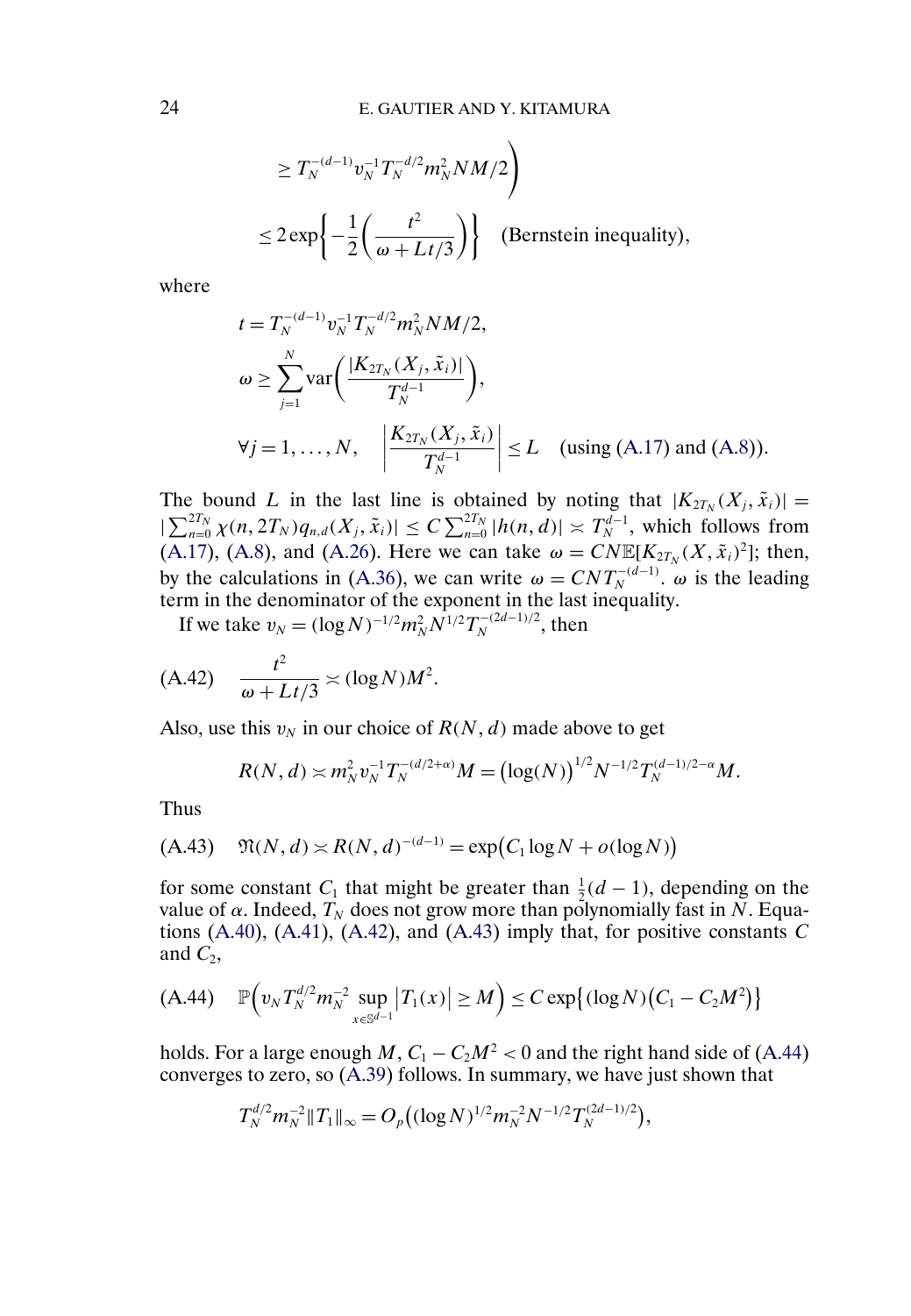$$\geq T_N^{-(d-1)} v_N^{-1} T_N^{-d/2} m_N^2 NM/2\Bigg)$$

$$\leq 2\exp\left\{-\frac{1}{2}\left(\frac{t^2}{\omega + Lt/3}\right)\right\} \quad \text{(Bernstein inequality)},$$

where

$$t = T_N^{-(d-1)} v_N^{-1} T_N^{-d/2} m_N^2 NM/2,$$

$$\omega \geq \sum_{j=1}^{N} \mathrm{var}\left(\frac{|K_{2T_N}(X_j, \tilde{x}_i)|}{T_N^{d-1}}\right),$$

$$\forall j = 1, \dots, N, \quad \left|\frac{K_{2T_N}(X_j, \tilde{x}_i)}{T_N^{d-1}}\right| \leq L \quad \text{(using (A.17) and (A.8))}.$$

The bound $L$ in the last line is obtained by noting that $|K_{2T_N}(X_j, \tilde{x}_i)| = |\sum_{n=0}^{2T_N} \chi(n, 2T_N) q_{n,d}(X_j, \tilde{x}_i)| \leq C \sum_{n=0}^{2T_N} |h(n,d)| \asymp T_N^{d-1}$, which follows from (A.17), (A.8), and (A.26). Here we can take $\omega = CN\mathbb{E}[K_{2T_N}(X, \tilde{x}_i)^2]$; then, by the calculations in (A.36), we can write $\omega = CNT_N^{-(d-1)}$. $\omega$ is the leading term in the denominator of the exponent in the last inequality.

If we take $v_N = (\log N)^{-1/2} m_N^2 N^{1/2} T_N^{-(2d-1)/2}$, then

$$\text{(A.42)} \quad \frac{t^2}{\omega + Lt/3} \asymp (\log N) M^2.$$

Also, use this $v_N$ in our choice of $R(N,d)$ made above to get

$$R(N,d) \asymp m_N^2 v_N^{-1} T_N^{-(d/2+\alpha)} M = (\log(N))^{1/2} N^{-1/2} T_N^{(d-1)/2-\alpha} M.$$

Thus

$$\text{(A.43)} \quad \mathfrak{N}(N,d) \asymp R(N,d)^{-(d-1)} = \exp(C_1 \log N + o(\log N))$$

for some constant $C_1$ that might be greater than $\frac{1}{2}(d-1)$, depending on the value of $\alpha$. Indeed, $T_N$ does not grow more than polynomially fast in $N$. Equations (A.40), (A.41), (A.42), and (A.43) imply that, for positive constants $C$ and $C_2$,

$$\text{(A.44)} \quad \mathbb{P}\Big(v_N T_N^{d/2} m_N^{-2} \sup_{x \in \mathbb{S}^{d-1}} |T_1(x)| \geq M\Big) \leq C \exp\{(\log N)(C_1 - C_2 M^2)\}$$

holds. For a large enough $M$, $C_1 - C_2 M^2 < 0$ and the right hand side of (A.44) converges to zero, so (A.39) follows. In summary, we have just shown that

$$T_N^{d/2} m_N^{-2} \|T_1\|_\infty = O_p\big((\log N)^{1/2} m_N^{-2} N^{-1/2} T_N^{(2d-1)/2}\big),$$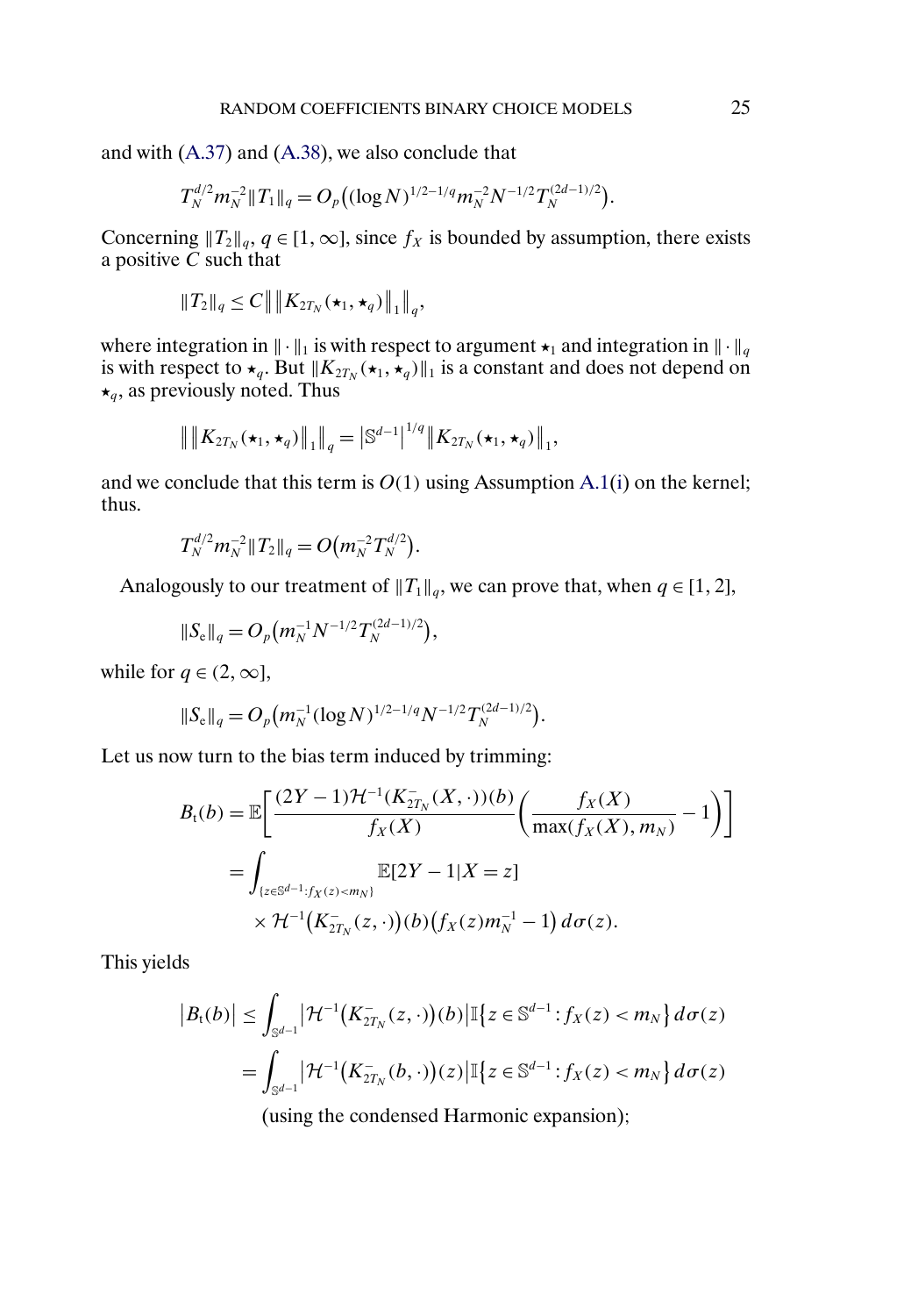and with (A.37) and (A.38), we also conclude that

$$T_N^{d/2} m_N^{-2} \|T_1\|_q = O_p\big((\log N)^{1/2-1/q} m_N^{-2} N^{-1/2} T_N^{(2d-1)/2}\big).$$

Concerning $\|T_2\|_q$, $q \in [1, \infty]$, since $f_X$ is bounded by assumption, there exists a positive $C$ such that

$$\|T_2\|_q \le C \big\| \big\| K_{2T_N}(\star_1, \star_q) \big\|_1 \big\|_q,$$

where integration in $\|\cdot\|_1$ is with respect to argument $\star_1$ and integration in $\|\cdot\|_q$ is with respect to $\star_q$. But $\|K_{2T_N}(\star_1, \star_q)\|_1$ is a constant and does not depend on $\star_q$, as previously noted. Thus

$$\big\| \big\| K_{2T_N}(\star_1, \star_q) \big\|_1 \big\|_q = \big|\mathbb{S}^{d-1}\big|^{1/q} \big\| K_{2T_N}(\star_1, \star_q) \big\|_1,$$

and we conclude that this term is $O(1)$ using Assumption A.1(i) on the kernel; thus.

$$T_N^{d/2} m_N^{-2} \|T_2\|_q = O\big(m_N^{-2} T_N^{d/2}\big).$$

Analogously to our treatment of $\|T_1\|_q$, we can prove that, when $q \in [1, 2]$,

$$\|S_{\mathrm{e}}\|_q = O_p\big(m_N^{-1} N^{-1/2} T_N^{(2d-1)/2}\big),$$

while for $q \in (2, \infty]$,

$$\|S_{\mathrm{e}}\|_q = O_p\big(m_N^{-1} (\log N)^{1/2-1/q} N^{-1/2} T_N^{(2d-1)/2}\big).$$

Let us now turn to the bias term induced by trimming:

$$\begin{aligned}
B_{\mathrm{t}}(b) &= \mathbb{E}\bigg[\frac{(2Y-1)\mathcal{H}^{-1}(K_{2T_N}^-(X,\cdot))(b)}{f_X(X)}\bigg(\frac{f_X(X)}{\max(f_X(X), m_N)} - 1\bigg)\bigg] \\
&= \int_{\{z \in \mathbb{S}^{d-1}: f_X(z) < m_N\}} \mathbb{E}[2Y-1|X=z] \\
&\quad \times \mathcal{H}^{-1}\big(K_{2T_N}^-(z,\cdot)\big)(b)\big(f_X(z) m_N^{-1} - 1\big)\, d\sigma(z).
\end{aligned}$$

This yields

$$\begin{aligned}
\big|B_{\mathrm{t}}(b)\big| &\le \int_{\mathbb{S}^{d-1}} \big|\mathcal{H}^{-1}\big(K_{2T_N}^-(z,\cdot)\big)(b)\big| \mathbb{I}\big\{z \in \mathbb{S}^{d-1}: f_X(z) < m_N\big\}\, d\sigma(z) \\
&= \int_{\mathbb{S}^{d-1}} \big|\mathcal{H}^{-1}\big(K_{2T_N}^-(b,\cdot)\big)(z)\big| \mathbb{I}\big\{z \in \mathbb{S}^{d-1}: f_X(z) < m_N\big\}\, d\sigma(z) \\
&\quad \text{(using the condensed Harmonic expansion);}
\end{aligned}$$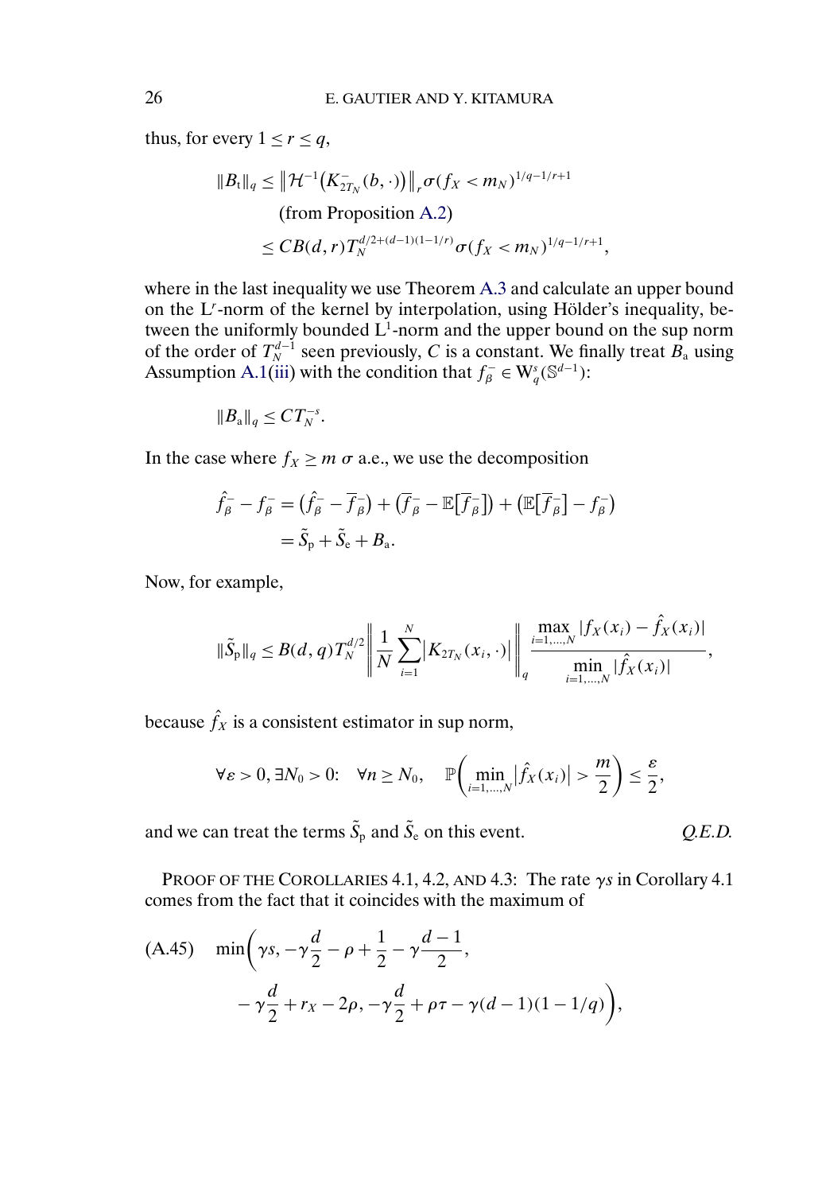thus, for every $1 \le r \le q$,

$$
\begin{aligned}
\|B_{\mathrm{t}}\|_q &\le \left\| \mathcal{H}^{-1}\big(K^{-}_{2T_N}(b,\cdot)\big)\right\|_r \sigma(f_X < m_N)^{1/q-1/r+1} \\
&\qquad \text{(from Proposition A.2)} \\
&\le CB(d,r) T_N^{d/2+(d-1)(1-1/r)} \sigma(f_X < m_N)^{1/q-1/r+1},
\end{aligned}
$$

where in the last inequality we use Theorem A.3 and calculate an upper bound on the $\mathrm{L}^r$-norm of the kernel by interpolation, using Hölder's inequality, between the uniformly bounded $\mathrm{L}^1$-norm and the upper bound on the sup norm of the order of $T_N^{d-1}$ seen previously, $C$ is a constant. We finally treat $B_{\mathrm{a}}$ using Assumption A.1(iii) with the condition that $f_\beta^- \in \mathrm{W}_q^s(\mathbb{S}^{d-1})$:

$$
\|B_{\mathrm{a}}\|_q \le C T_N^{-s}.
$$

In the case where $f_X \ge m\ \sigma$ a.e., we use the decomposition

$$
\begin{aligned}
\hat{f}_\beta^- - f_\beta^- &= \big(\hat{f}_\beta^- - \overline{f}_\beta^-\big) + \big(\overline{f}_\beta^- - \mathbb{E}\big[\overline{f}_\beta^-\big]\big) + \big(\mathbb{E}\big[\overline{f}_\beta^-\big] - f_\beta^-\big) \\
&= \tilde{S}_{\mathrm{p}} + \tilde{S}_{\mathrm{e}} + B_{\mathrm{a}}.
\end{aligned}
$$

Now, for example,

$$
\|\tilde{S}_{\mathrm{p}}\|_q \le B(d,q) T_N^{d/2} \left\| \frac{1}{N} \sum_{i=1}^N \big|K_{2T_N}(x_i,\cdot)\big| \right\|_q \frac{\max_{i=1,\dots,N} |f_X(x_i) - \hat{f}_X(x_i)|}{\min_{i=1,\dots,N} |\hat{f}_X(x_i)|},
$$

because $\hat{f}_X$ is a consistent estimator in sup norm,

$$
\forall \varepsilon > 0, \exists N_0 > 0: \quad \forall n \ge N_0, \quad \mathbb{P}\left(\min_{i=1,\dots,N} \big|\hat{f}_X(x_i)\big| > \frac{m}{2}\right) \le \frac{\varepsilon}{2},
$$

and we can treat the terms $\tilde{S}_{\mathrm{p}}$ and $\tilde{S}_{\mathrm{e}}$ on this event. *Q.E.D.*

PROOF OF THE COROLLARIES 4.1, 4.2, AND 4.3: The rate $\gamma s$ in Corollary 4.1 comes from the fact that it coincides with the maximum of

$$
\begin{aligned}
\text{(A.45)} \quad \min\bigg(&\gamma s, -\gamma\frac{d}{2} - \rho + \frac{1}{2} - \gamma\frac{d-1}{2}, \\
&-\gamma\frac{d}{2} + r_X - 2\rho, -\gamma\frac{d}{2} + \rho\tau - \gamma(d-1)(1-1/q)\bigg),
\end{aligned}
$$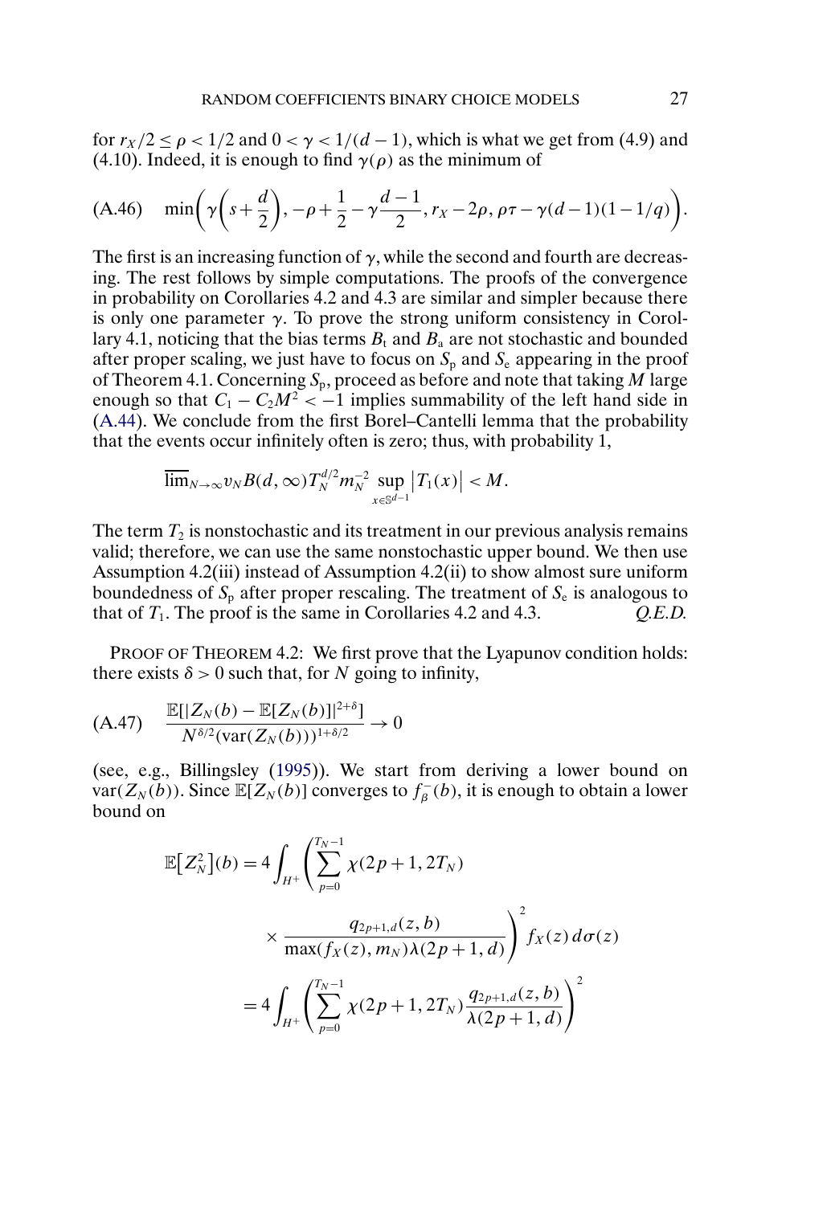for $r_X/2 \leq \rho < 1/2$ and $0 < \gamma < 1/(d-1)$, which is what we get from (4.9) and (4.10). Indeed, it is enough to find $\gamma(\rho)$ as the minimum of

$$\text{(A.46)} \quad \min\left(\gamma\left(s+\frac{d}{2}\right), -\rho+\frac{1}{2}-\gamma\frac{d-1}{2}, r_X-2\rho, \rho\tau-\gamma(d-1)(1-1/q)\right).$$

The first is an increasing function of $\gamma$, while the second and fourth are decreasing. The rest follows by simple computations. The proofs of the convergence in probability on Corollaries 4.2 and 4.3 are similar and simpler because there is only one parameter $\gamma$. To prove the strong uniform consistency in Corollary 4.1, noticing that the bias terms $B_{\mathrm{t}}$ and $B_{\mathrm{a}}$ are not stochastic and bounded after proper scaling, we just have to focus on $S_{\mathrm{p}}$ and $S_{\mathrm{e}}$ appearing in the proof of Theorem 4.1. Concerning $S_{\mathrm{p}}$, proceed as before and note that taking $M$ large enough so that $C_1 - C_2M^2 < -1$ implies summability of the left hand side in (A.44). We conclude from the first Borel–Cantelli lemma that the probability that the events occur infinitely often is zero; thus, with probability 1,

$$\overline{\lim}_{N\to\infty} v_N B(d,\infty) T_N^{d/2} m_N^{-2} \sup_{x\in\mathbb{S}^{d-1}} \left|T_1(x)\right| < M.$$

The term $T_2$ is nonstochastic and its treatment in our previous analysis remains valid; therefore, we can use the same nonstochastic upper bound. We then use Assumption 4.2(iii) instead of Assumption 4.2(ii) to show almost sure uniform boundedness of $S_{\mathrm{p}}$ after proper rescaling. The treatment of $S_{\mathrm{e}}$ is analogous to that of $T_1$. The proof is the same in Corollaries 4.2 and 4.3. *Q.E.D.*

PROOF OF THEOREM 4.2: We first prove that the Lyapunov condition holds: there exists $\delta > 0$ such that, for $N$ going to infinity,

$$\text{(A.47)} \quad \frac{\mathbb{E}[|Z_N(b)-\mathbb{E}[Z_N(b)]|^{2+\delta}]}{N^{\delta/2}(\operatorname{var}(Z_N(b)))^{1+\delta/2}} \to 0$$

(see, e.g., Billingsley (1995)). We start from deriving a lower bound on $\operatorname{var}(Z_N(b))$. Since $\mathbb{E}[Z_N(b)]$ converges to $f_\beta^-(b)$, it is enough to obtain a lower bound on

$$\begin{aligned}
\mathbb{E}\big[Z_N^2\big](b) &= 4\int_{H^+}\left(\sum_{p=0}^{T_N-1}\chi(2p+1,2T_N) \right.\\
&\quad \left. \times \frac{q_{2p+1,d}(z,b)}{\max(f_X(z),m_N)\lambda(2p+1,d)}\right)^2 f_X(z)\,d\sigma(z)\\
&= 4\int_{H^+}\left(\sum_{p=0}^{T_N-1}\chi(2p+1,2T_N)\frac{q_{2p+1,d}(z,b)}{\lambda(2p+1,d)}\right)^2
\end{aligned}$$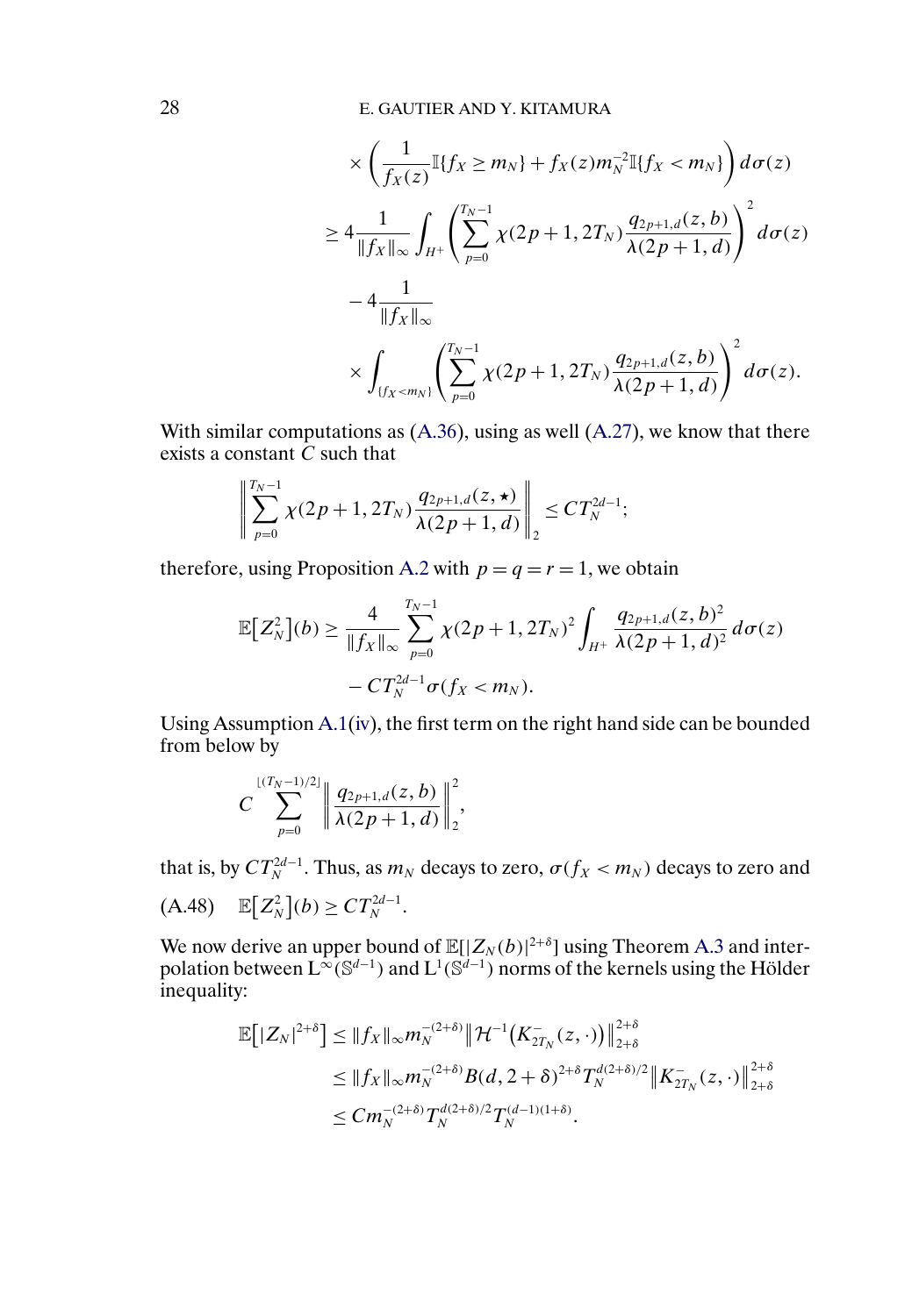$$
\times \left( \frac{1}{f_X(z)} \mathbb{I}\{f_X \geq m_N\} + f_X(z) m_N^{-2} \mathbb{I}\{f_X < m_N\} \right) d\sigma(z)
$$

$$
\geq 4 \frac{1}{\|f_X\|_\infty} \int_{H^+} \left( \sum_{p=0}^{T_N - 1} \chi(2p+1, 2T_N) \frac{q_{2p+1,d}(z,b)}{\lambda(2p+1,d)} \right)^2 d\sigma(z)
$$

$$
- 4 \frac{1}{\|f_X\|_\infty}
$$

$$
\times \int_{\{f_X < m_N\}} \left( \sum_{p=0}^{T_N - 1} \chi(2p+1, 2T_N) \frac{q_{2p+1,d}(z,b)}{\lambda(2p+1,d)} \right)^2 d\sigma(z).
$$

With similar computations as (A.36), using as well (A.27), we know that there exists a constant $C$ such that

$$
\left\| \sum_{p=0}^{T_N - 1} \chi(2p+1, 2T_N) \frac{q_{2p+1,d}(z,\star)}{\lambda(2p+1,d)} \right\|_2 \leq C T_N^{2d-1};
$$

therefore, using Proposition A.2 with $p = q = r = 1$, we obtain

$$
\mathbb{E}\left[Z_N^2\right](b) \geq \frac{4}{\|f_X\|_\infty} \sum_{p=0}^{T_N - 1} \chi(2p+1, 2T_N)^2 \int_{H^+} \frac{q_{2p+1,d}(z,b)^2}{\lambda(2p+1,d)^2} d\sigma(z)
$$

$$
- C T_N^{2d-1} \sigma(f_X < m_N).
$$

Using Assumption A.1(iv), the first term on the right hand side can be bounded from below by

$$
C \sum_{p=0}^{\lfloor (T_N - 1)/2 \rfloor} \left\| \frac{q_{2p+1,d}(z,b)}{\lambda(2p+1,d)} \right\|_2^2,
$$

that is, by $C T_N^{2d-1}$. Thus, as $m_N$ decays to zero, $\sigma(f_X < m_N)$ decays to zero and

$$
\text{(A.48)} \quad \mathbb{E}\left[Z_N^2\right](b) \geq C T_N^{2d-1}.
$$

We now derive an upper bound of $\mathbb{E}[|Z_N(b)|^{2+\delta}]$ using Theorem A.3 and interpolation between $L^\infty(\mathbb{S}^{d-1})$ and $L^1(\mathbb{S}^{d-1})$ norms of the kernels using the Hölder inequality:

$$
\begin{aligned}
\mathbb{E}\left[|Z_N|^{2+\delta}\right] &\leq \|f_X\|_\infty m_N^{-(2+\delta)} \left\| \mathcal{H}^{-1}\left(K_{2T_N}^-(z,\cdot)\right) \right\|_{2+\delta}^{2+\delta} \\
&\leq \|f_X\|_\infty m_N^{-(2+\delta)} B(d, 2+\delta)^{2+\delta} T_N^{d(2+\delta)/2} \left\| K_{2T_N}^-(z,\cdot) \right\|_{2+\delta}^{2+\delta} \\
&\leq C m_N^{-(2+\delta)} T_N^{d(2+\delta)/2} T_N^{(d-1)(1+\delta)}.
\end{aligned}
$$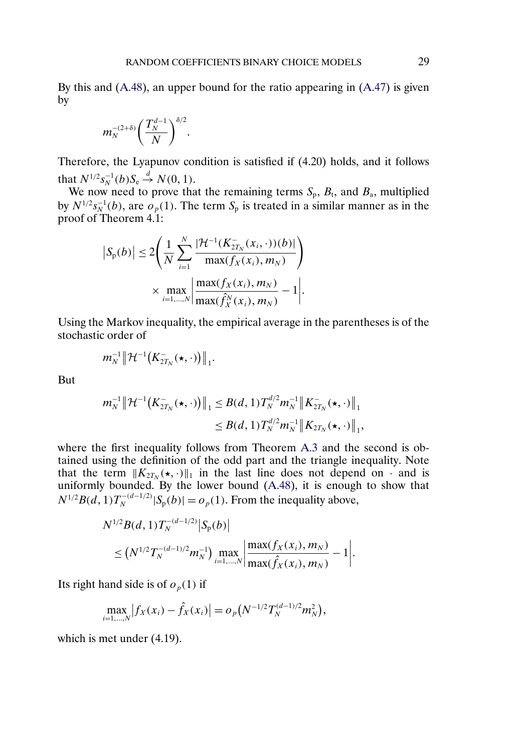By this and (A.48), an upper bound for the ratio appearing in (A.47) is given by

$$m_N^{-(2+\delta)}\left(\frac{T_N^{d-1}}{N}\right)^{\delta/2}.$$

Therefore, the Lyapunov condition is satisfied if (4.20) holds, and it follows that $N^{1/2}s_N^{-1}(b)S_{\mathrm{e}} \xrightarrow{d} N(0,1)$.

We now need to prove that the remaining terms $S_{\mathrm{p}}$, $B_{\mathrm{t}}$, and $B_{\mathrm{a}}$, multiplied by $N^{1/2}s_N^{-1}(b)$, are $o_p(1)$. The term $S_{\mathrm{p}}$ is treated in a similar manner as in the proof of Theorem 4.1:

$$\begin{aligned}\left|S_{\mathrm{p}}(b)\right| &\leq 2\left(\frac{1}{N}\sum_{i=1}^{N}\frac{|\mathcal{H}^{-1}(K_{2T_N}^{-}(x_i,\cdot))(b)|}{\max(f_X(x_i),m_N)}\right)\\ &\qquad\times\max_{i=1,\dots,N}\left|\frac{\max(f_X(x_i),m_N)}{\max(\hat{f}_X^N(x_i),m_N)}-1\right|.\end{aligned}$$

Using the Markov inequality, the empirical average in the parentheses is of the stochastic order of

$$m_N^{-1}\left\|\mathcal{H}^{-1}\left(K_{2T_N}^{-}(\star,\cdot)\right)\right\|_1.$$

But

$$\begin{aligned}m_N^{-1}\left\|\mathcal{H}^{-1}\left(K_{2T_N}^{-}(\star,\cdot)\right)\right\|_1 &\leq B(d,1)T_N^{d/2}m_N^{-1}\left\|K_{2T_N}^{-}(\star,\cdot)\right\|_1\\ &\leq B(d,1)T_N^{d/2}m_N^{-1}\left\|K_{2T_N}(\star,\cdot)\right\|_1,\end{aligned}$$

where the first inequality follows from Theorem A.3 and the second is obtained using the definition of the odd part and the triangle inequality. Note that the term $\|K_{2T_N}(\star,\cdot)\|_1$ in the last line does not depend on $\cdot$ and is uniformly bounded. By the lower bound (A.48), it is enough to show that $N^{1/2}B(d,1)T_N^{-(d-1/2)}|S_{\mathrm{p}}(b)| = o_p(1)$. From the inequality above,

$$\begin{aligned}&N^{1/2}B(d,1)T_N^{-(d-1/2)}\left|S_{\mathrm{p}}(b)\right|\\ &\quad\leq\left(N^{1/2}T_N^{-(d-1)/2}m_N^{-1}\right)\max_{i=1,\dots,N}\left|\frac{\max(f_X(x_i),m_N)}{\max(\hat{f}_X(x_i),m_N)}-1\right|.\end{aligned}$$

Its right hand side is of $o_p(1)$ if

$$\max_{i=1,\dots,N}\left|f_X(x_i)-\hat{f}_X(x_i)\right| = o_p\left(N^{-1/2}T_N^{(d-1)/2}m_N^2\right),$$

which is met under (4.19).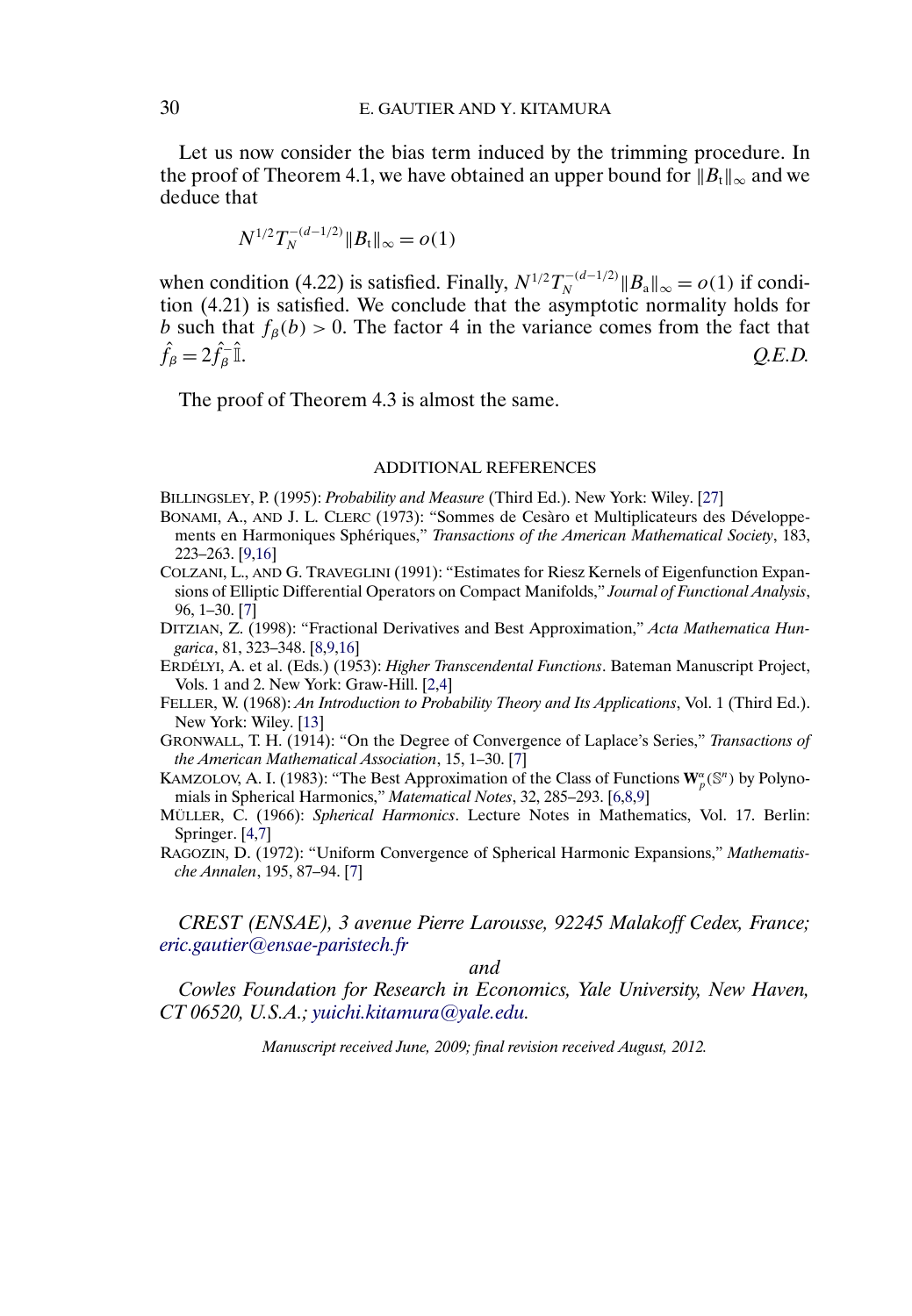Let us now consider the bias term induced by the trimming procedure. In the proof of Theorem 4.1, we have obtained an upper bound for $\|B_{\mathrm{t}}\|_\infty$ and we deduce that

$$N^{1/2}T_N^{-(d-1/2)}\|B_{\mathrm{t}}\|_\infty = o(1)$$

when condition (4.22) is satisfied. Finally, $N^{1/2}T_N^{-(d-1/2)}\|B_{\mathrm{a}}\|_\infty = o(1)$ if condition (4.21) is satisfied. We conclude that the asymptotic normality holds for $b$ such that $f_\beta(b) > 0$. The factor 4 in the variance comes from the fact that $\hat{f}_\beta = 2\hat{f}_\beta^{-}\hat{\mathbb{I}}$. *Q.E.D.*

The proof of Theorem 4.3 is almost the same.

## ADDITIONAL REFERENCES

BILLINGSLEY, P. (1995): *Probability and Measure* (Third Ed.). New York: Wiley. [27]

BONAMI, A., AND J. L. CLERC (1973): "Sommes de Cesàro et Multiplicateurs des Développements en Harmoniques Sphériques," *Transactions of the American Mathematical Society*, 183, 223–263. [9,16]

COLZANI, L., AND G. TRAVEGLINI (1991): "Estimates for Riesz Kernels of Eigenfunction Expansions of Elliptic Differential Operators on Compact Manifolds," *Journal of Functional Analysis*, 96, 1–30. [7]

DITZIAN, Z. (1998): "Fractional Derivatives and Best Approximation," *Acta Mathematica Hungarica*, 81, 323–348. [8,9,16]

ERDÉLYI, A. et al. (Eds.) (1953): *Higher Transcendental Functions*. Bateman Manuscript Project, Vols. 1 and 2. New York: Graw-Hill. [2,4]

FELLER, W. (1968): *An Introduction to Probability Theory and Its Applications*, Vol. 1 (Third Ed.). New York: Wiley. [13]

GRONWALL, T. H. (1914): "On the Degree of Convergence of Laplace's Series," *Transactions of the American Mathematical Association*, 15, 1–30. [7]

KAMZOLOV, A. I. (1983): "The Best Approximation of the Class of Functions $\mathbf{W}_p^\alpha(\mathbb{S}^n)$ by Polynomials in Spherical Harmonics," *Matematical Notes*, 32, 285–293. [6,8,9]

MÜLLER, C. (1966): *Spherical Harmonics*. Lecture Notes in Mathematics, Vol. 17. Berlin: Springer. [4,7]

RAGOZIN, D. (1972): "Uniform Convergence of Spherical Harmonic Expansions," *Mathematische Annalen*, 195, 87–94. [7]

*CREST (ENSAE), 3 avenue Pierre Larousse, 92245 Malakoff Cedex, France; eric.gautier@ensae-paristech.fr*

*and*

*Cowles Foundation for Research in Economics, Yale University, New Haven, CT 06520, U.S.A.; yuichi.kitamura@yale.edu.*

*Manuscript received June, 2009; final revision received August, 2012.*